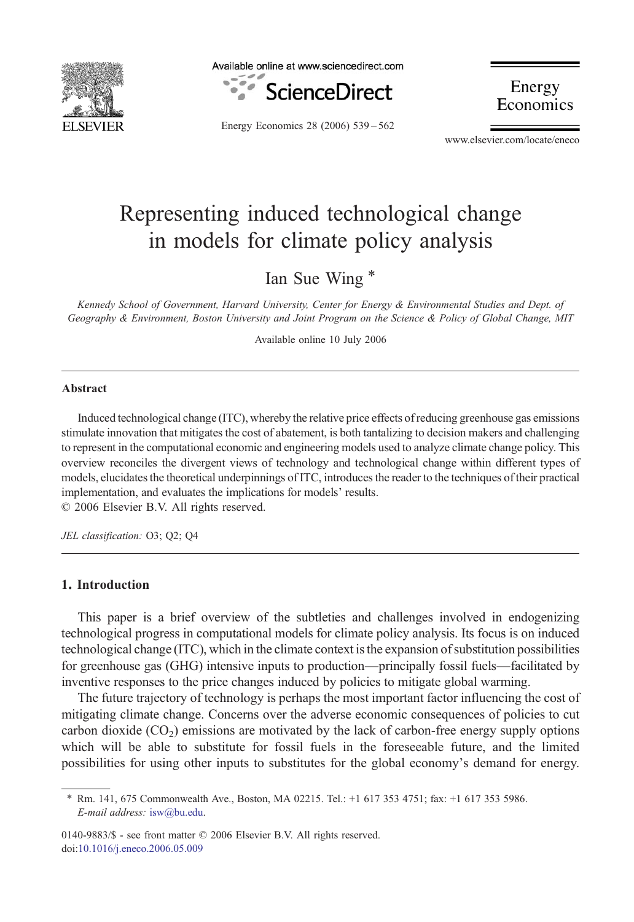# Representing induced technological change in models for climate policy analysis

Ian Sue Wing *

*Kennedy School of Government, Harvard University, Center for Energy & Environmental Studies and Dept. of Geography & Environment, Boston University and Joint Program on the Science & Policy of Global Change, MIT*

Available online 10 July 2006

## Abstract

Induced technological change (ITC), whereby the relative price effects of reducing greenhouse gas emissions stimulate innovation that mitigates the cost of abatement, is both tantalizing to decision makers and challenging to represent in the computational economic and engineering models used to analyze climate change policy. This overview reconciles the divergent views of technology and technological change within different types of models, elucidates the theoretical underpinnings of ITC, introduces the reader to the techniques of their practical implementation, and evaluates the implications for models' results.

© 2006 Elsevier B.V. All rights reserved.

*JEL classification:* O3; Q2; Q4

## 1. Introduction

This paper is a brief overview of the subtleties and challenges involved in endogenizing technological progress in computational models for climate policy analysis. Its focus is on induced technological change (ITC), which in the climate context is the expansion of substitution possibilities for greenhouse gas (GHG) intensive inputs to production—principally fossil fuels—facilitated by inventive responses to the price changes induced by policies to mitigate global warming.

The future trajectory of technology is perhaps the most important factor influencing the cost of mitigating climate change. Concerns over the adverse economic consequences of policies to cut carbon dioxide ($CO_2$) emissions are motivated by the lack of carbon-free energy supply options which will be able to substitute for fossil fuels in the foreseeable future, and the limited possibilities for using other inputs to substitutes for the global economy's demand for energy.

---

* Rm. 141, 675 Commonwealth Ave., Boston, MA 02215. Tel.: +1 617 353 4751; fax: +1 617 353 5986.
*E-mail address:* isw@bu.edu.

0140-9883/$ - see front matter © 2006 Elsevier B.V. All rights reserved.
doi:10.1016/j.eneco.2006.05.009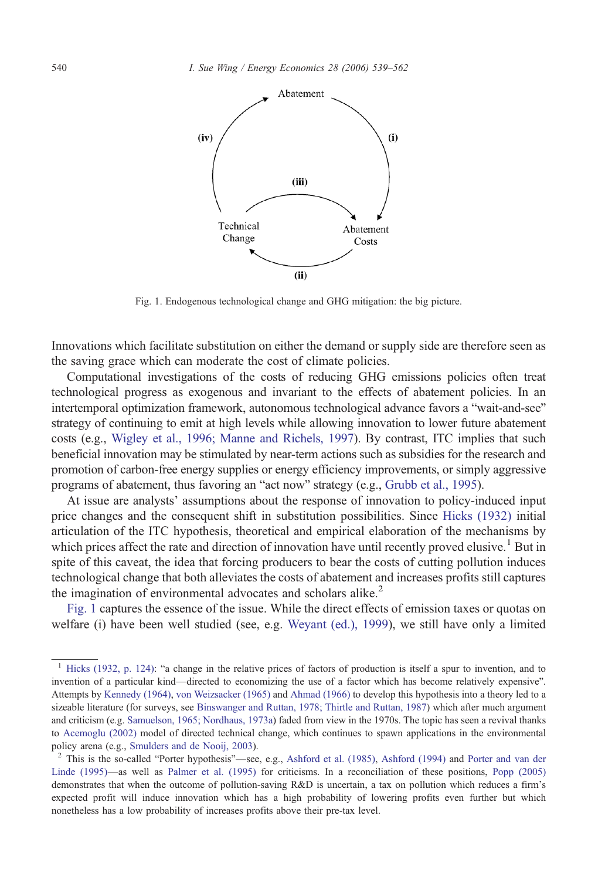Fig. 1. Endogenous technological change and GHG mitigation: the big picture.

Innovations which facilitate substitution on either the demand or supply side are therefore seen as the saving grace which can moderate the cost of climate policies.

Computational investigations of the costs of reducing GHG emissions policies often treat technological progress as exogenous and invariant to the effects of abatement policies. In an intertemporal optimization framework, autonomous technological advance favors a "wait-and-see" strategy of continuing to emit at high levels while allowing innovation to lower future abatement costs (e.g., Wigley et al., 1996; Manne and Richels, 1997). By contrast, ITC implies that such beneficial innovation may be stimulated by near-term actions such as subsidies for the research and promotion of carbon-free energy supplies or energy efficiency improvements, or simply aggressive programs of abatement, thus favoring an "act now" strategy (e.g., Grubb et al., 1995).

At issue are analysts' assumptions about the response of innovation to policy-induced input price changes and the consequent shift in substitution possibilities. Since Hicks (1932) initial articulation of the ITC hypothesis, theoretical and empirical elaboration of the mechanisms by which prices affect the rate and direction of innovation have until recently proved elusive.[1] But in spite of this caveat, the idea that forcing producers to bear the costs of cutting pollution induces technological change that both alleviates the costs of abatement and increases profits still captures the imagination of environmental advocates and scholars alike.[2]

Fig. 1 captures the essence of the issue. While the direct effects of emission taxes or quotas on welfare (i) have been well studied (see, e.g. Weyant (ed.), 1999), we still have only a limited

[1] Hicks (1932, p. 124): "a change in the relative prices of factors of production is itself a spur to invention, and to invention of a particular kind—directed to economizing the use of a factor which has become relatively expensive". Attempts by Kennedy (1964), von Weizsacker (1965) and Ahmad (1966) to develop this hypothesis into a theory led to a sizeable literature (for surveys, see Binswanger and Ruttan, 1978; Thirtle and Ruttan, 1987) which after much argument and criticism (e.g. Samuelson, 1965; Nordhaus, 1973a) faded from view in the 1970s. The topic has seen a revival thanks to Acemoglu (2002) model of directed technical change, which continues to spawn applications in the environmental policy arena (e.g., Smulders and de Nooij, 2003).

[2] This is the so-called "Porter hypothesis"—see, e.g., Ashford et al. (1985), Ashford (1994) and Porter and van der Linde (1995)—as well as Palmer et al. (1995) for criticisms. In a reconciliation of these positions, Popp (2005) demonstrates that when the outcome of pollution-saving R&D is uncertain, a tax on pollution which reduces a firm's expected profit will induce innovation which has a high probability of lowering profits even further but which nonetheless has a low probability of increases profits above their pre-tax level.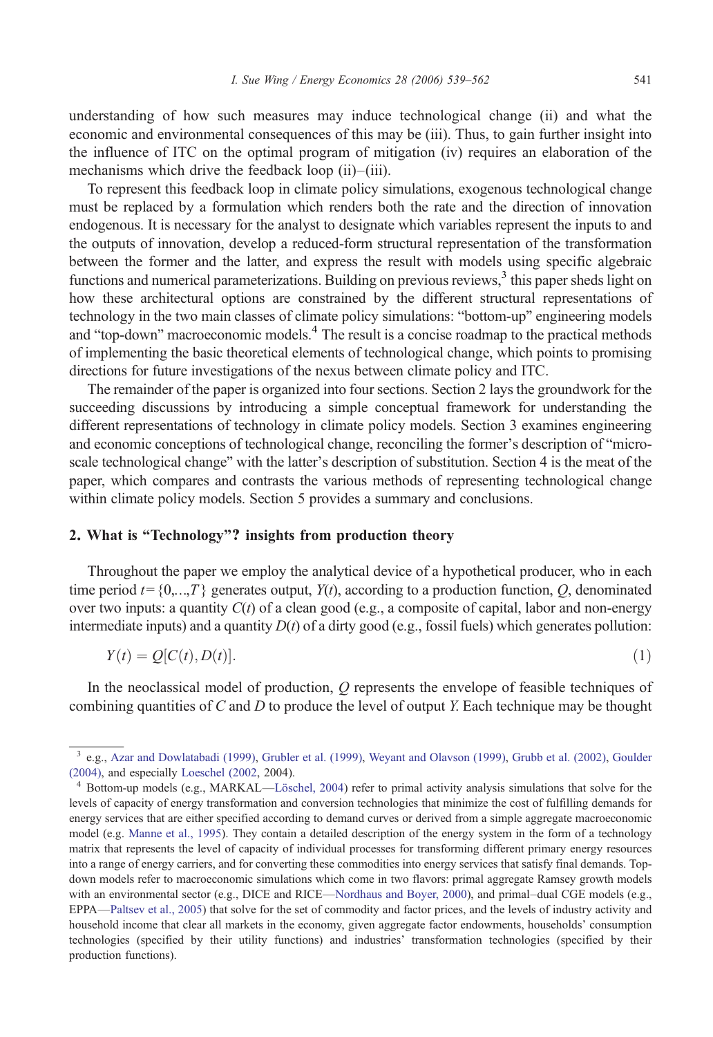understanding of how such measures may induce technological change (ii) and what the economic and environmental consequences of this may be (iii). Thus, to gain further insight into the influence of ITC on the optimal program of mitigation (iv) requires an elaboration of the mechanisms which drive the feedback loop (ii)–(iii).

To represent this feedback loop in climate policy simulations, exogenous technological change must be replaced by a formulation which renders both the rate and the direction of innovation endogenous. It is necessary for the analyst to designate which variables represent the inputs to and the outputs of innovation, develop a reduced-form structural representation of the transformation between the former and the latter, and express the result with models using specific algebraic functions and numerical parameterizations. Building on previous reviews,[3] this paper sheds light on how these architectural options are constrained by the different structural representations of technology in the two main classes of climate policy simulations: "bottom-up" engineering models and "top-down" macroeconomic models.[4] The result is a concise roadmap to the practical methods of implementing the basic theoretical elements of technological change, which points to promising directions for future investigations of the nexus between climate policy and ITC.

The remainder of the paper is organized into four sections. Section 2 lays the groundwork for the succeeding discussions by introducing a simple conceptual framework for understanding the different representations of technology in climate policy models. Section 3 examines engineering and economic conceptions of technological change, reconciling the former's description of "micro-scale technological change" with the latter's description of substitution. Section 4 is the meat of the paper, which compares and contrasts the various methods of representing technological change within climate policy models. Section 5 provides a summary and conclusions.

## 2. What is "Technology"? insights from production theory

Throughout the paper we employ the analytical device of a hypothetical producer, who in each time period $t=\{0,\ldots,T\}$ generates output, $Y(t)$, according to a production function, $Q$, denominated over two inputs: a quantity $C(t)$ of a clean good (e.g., a composite of capital, labor and non-energy intermediate inputs) and a quantity $D(t)$ of a dirty good (e.g., fossil fuels) which generates pollution:

$$Y(t) = Q[C(t), D(t)]. \tag{1}$$

In the neoclassical model of production, $Q$ represents the envelope of feasible techniques of combining quantities of $C$ and $D$ to produce the level of output $Y$. Each technique may be thought

---

[3] e.g., Azar and Dowlatabadi (1999), Grubler et al. (1999), Weyant and Olavson (1999), Grubb et al. (2002), Goulder (2004), and especially Loeschel (2002, 2004).

[4] Bottom-up models (e.g., MARKAL—Löschel, 2004) refer to primal activity analysis simulations that solve for the levels of capacity of energy transformation and conversion technologies that minimize the cost of fulfilling demands for energy services that are either specified according to demand curves or derived from a simple aggregate macroeconomic model (e.g. Manne et al., 1995). They contain a detailed description of the energy system in the form of a technology matrix that represents the level of capacity of individual processes for transforming different primary energy resources into a range of energy carriers, and for converting these commodities into energy services that satisfy final demands. Top-down models refer to macroeconomic simulations which come in two flavors: primal aggregate Ramsey growth models with an environmental sector (e.g., DICE and RICE—Nordhaus and Boyer, 2000), and primal–dual CGE models (e.g., EPPA—Paltsev et al., 2005) that solve for the set of commodity and factor prices, and the levels of industry activity and household income that clear all markets in the economy, given aggregate factor endowments, households' consumption technologies (specified by their utility functions) and industries' transformation technologies (specified by their production functions).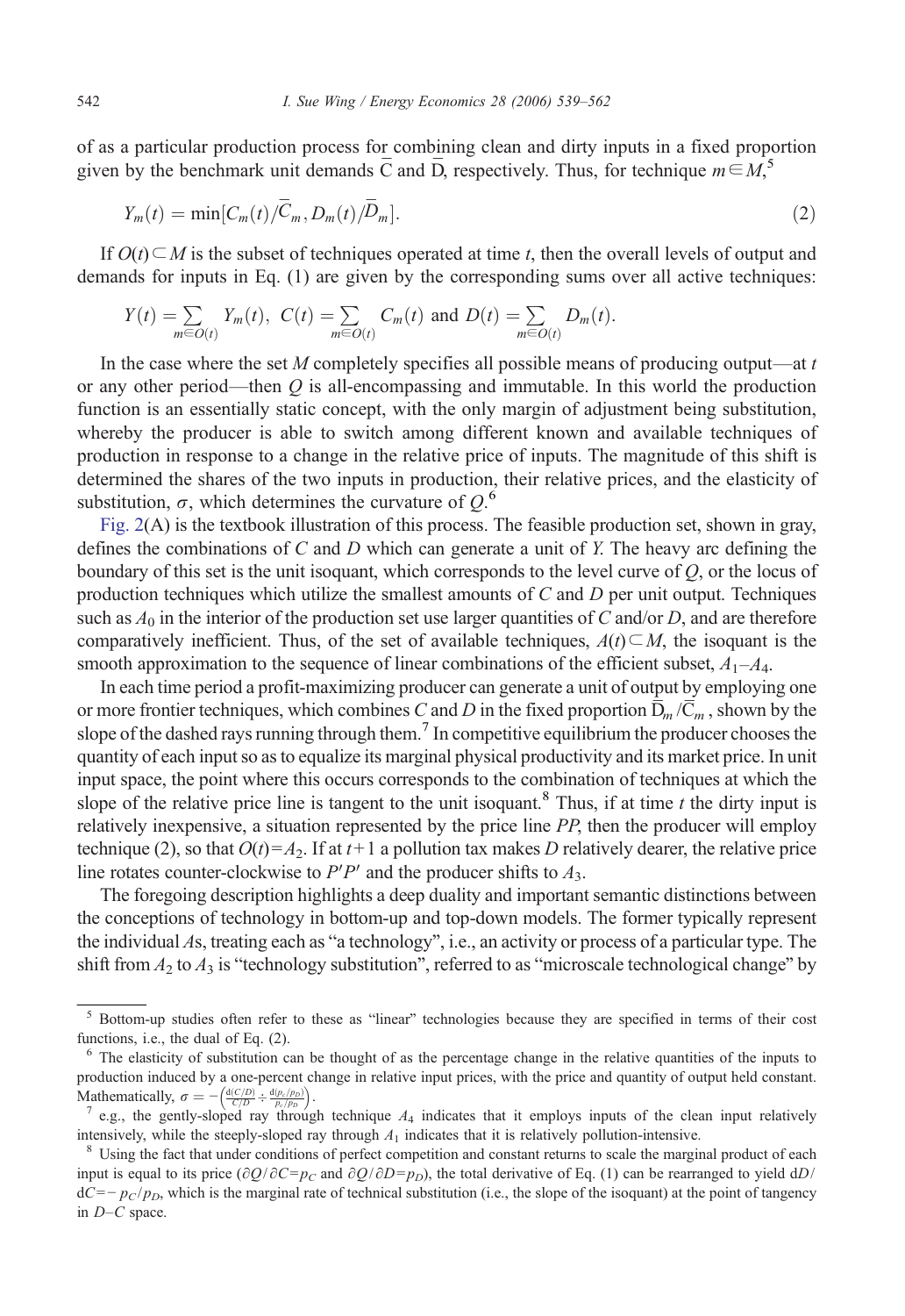of as a particular production process for combining clean and dirty inputs in a fixed proportion given by the benchmark unit demands $\bar{C}$ and $\bar{D}$, respectively. Thus, for technique $m \in M$,[5]

$$Y_m(t) = \min[C_m(t)/\bar{C}_m, D_m(t)/\bar{D}_m]. \tag{2}$$

If $O(t) \subset M$ is the subset of techniques operated at time $t$, then the overall levels of output and demands for inputs in Eq. (1) are given by the corresponding sums over all active techniques:

$$Y(t) = \sum_{m \in O(t)} Y_m(t),\ C(t) = \sum_{m \in O(t)} C_m(t) \text{ and } D(t) = \sum_{m \in O(t)} D_m(t).$$

In the case where the set $M$ completely specifies all possible means of producing output—at $t$ or any other period—then $Q$ is all-encompassing and immutable. In this world the production function is an essentially static concept, with the only margin of adjustment being substitution, whereby the producer is able to switch among different known and available techniques of production in response to a change in the relative price of inputs. The magnitude of this shift is determined the shares of the two inputs in production, their relative prices, and the elasticity of substitution, $\sigma$, which determines the curvature of $Q$.[6]

Fig. 2(A) is the textbook illustration of this process. The feasible production set, shown in gray, defines the combinations of $C$ and $D$ which can generate a unit of $Y$. The heavy arc defining the boundary of this set is the unit isoquant, which corresponds to the level curve of $Q$, or the locus of production techniques which utilize the smallest amounts of $C$ and $D$ per unit output. Techniques such as $A_0$ in the interior of the production set use larger quantities of $C$ and/or $D$, and are therefore comparatively inefficient. Thus, of the set of available techniques, $A(t) \subset M$, the isoquant is the smooth approximation to the sequence of linear combinations of the efficient subset, $A_1$–$A_4$.

In each time period a profit-maximizing producer can generate a unit of output by employing one or more frontier techniques, which combines $C$ and $D$ in the fixed proportion $\bar{D}_m/\bar{C}_m$, shown by the slope of the dashed rays running through them.[7] In competitive equilibrium the producer chooses the quantity of each input so as to equalize its marginal physical productivity and its market price. In unit input space, the point where this occurs corresponds to the combination of techniques at which the slope of the relative price line is tangent to the unit isoquant.[8] Thus, if at time $t$ the dirty input is relatively inexpensive, a situation represented by the price line $PP$, then the producer will employ technique (2), so that $O(t) = A_2$. If at $t+1$ a pollution tax makes $D$ relatively dearer, the relative price line rotates counter-clockwise to $P'P'$ and the producer shifts to $A_3$.

The foregoing description highlights a deep duality and important semantic distinctions between the conceptions of technology in bottom-up and top-down models. The former typically represent the individual $A$s, treating each as "a technology", i.e., an activity or process of a particular type. The shift from $A_2$ to $A_3$ is "technology substitution", referred to as "microscale technological change" by

---

[5] Bottom-up studies often refer to these as "linear" technologies because they are specified in terms of their cost functions, i.e., the dual of Eq. (2).

[6] The elasticity of substitution can be thought of as the percentage change in the relative quantities of the inputs to production induced by a one-percent change in relative input prices, with the price and quantity of output held constant. Mathematically, $\sigma = -\left(\frac{d(C/D)}{C/D} \div \frac{d(p_c/p_D)}{p_c/p_D}\right)$.

[7] e.g., the gently-sloped ray through technique $A_4$ indicates that it employs inputs of the clean input relatively intensively, while the steeply-sloped ray through $A_1$ indicates that it is relatively pollution-intensive.

[8] Using the fact that under conditions of perfect competition and constant returns to scale the marginal product of each input is equal to its price ($\partial Q/\partial C = p_C$ and $\partial Q/\partial D = p_D$), the total derivative of Eq. (1) can be rearranged to yield $dD/dC = -p_C/p_D$, which is the marginal rate of technical substitution (i.e., the slope of the isoquant) at the point of tangency in $D$–$C$ space.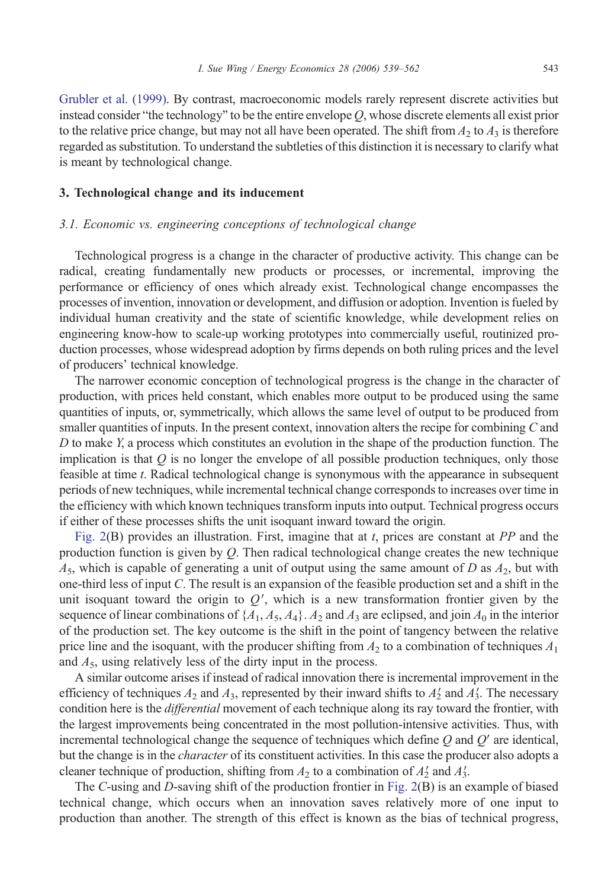Grubler et al. (1999). By contrast, macroeconomic models rarely represent discrete activities but instead consider "the technology" to be the entire envelope $Q$, whose discrete elements all exist prior to the relative price change, but may not all have been operated. The shift from $A_2$ to $A_3$ is therefore regarded as substitution. To understand the subtleties of this distinction it is necessary to clarify what is meant by technological change.

## 3. Technological change and its inducement

### 3.1. Economic vs. engineering conceptions of technological change

Technological progress is a change in the character of productive activity. This change can be radical, creating fundamentally new products or processes, or incremental, improving the performance or efficiency of ones which already exist. Technological change encompasses the processes of invention, innovation or development, and diffusion or adoption. Invention is fueled by individual human creativity and the state of scientific knowledge, while development relies on engineering know-how to scale-up working prototypes into commercially useful, routinized production processes, whose widespread adoption by firms depends on both ruling prices and the level of producers' technical knowledge.

The narrower economic conception of technological progress is the change in the character of production, with prices held constant, which enables more output to be produced using the same quantities of inputs, or, symmetrically, which allows the same level of output to be produced from smaller quantities of inputs. In the present context, innovation alters the recipe for combining $C$ and $D$ to make $Y$, a process which constitutes an evolution in the shape of the production function. The implication is that $Q$ is no longer the envelope of all possible production techniques, only those feasible at time $t$. Radical technological change is synonymous with the appearance in subsequent periods of new techniques, while incremental technical change corresponds to increases over time in the efficiency with which known techniques transform inputs into output. Technical progress occurs if either of these processes shifts the unit isoquant inward toward the origin.

Fig. 2(B) provides an illustration. First, imagine that at $t$, prices are constant at $PP$ and the production function is given by $Q$. Then radical technological change creates the new technique $A_5$, which is capable of generating a unit of output using the same amount of $D$ as $A_2$, but with one-third less of input $C$. The result is an expansion of the feasible production set and a shift in the unit isoquant toward the origin to $Q'$, which is a new transformation frontier given by the sequence of linear combinations of $\{A_1, A_5, A_4\}$. $A_2$ and $A_3$ are eclipsed, and join $A_0$ in the interior of the production set. The key outcome is the shift in the point of tangency between the relative price line and the isoquant, with the producer shifting from $A_2$ to a combination of techniques $A_1$ and $A_5$, using relatively less of the dirty input in the process.

A similar outcome arises if instead of radical innovation there is incremental improvement in the efficiency of techniques $A_2$ and $A_3$, represented by their inward shifts to $A_2'$ and $A_3'$. The necessary condition here is the *differential* movement of each technique along its ray toward the frontier, with the largest improvements being concentrated in the most pollution-intensive activities. Thus, with incremental technological change the sequence of techniques which define $Q$ and $Q'$ are identical, but the change is in the *character* of its constituent activities. In this case the producer also adopts a cleaner technique of production, shifting from $A_2$ to a combination of $A_2'$ and $A_3'$.

The $C$-using and $D$-saving shift of the production frontier in Fig. 2(B) is an example of biased technical change, which occurs when an innovation saves relatively more of one input to production than another. The strength of this effect is known as the bias of technical progress,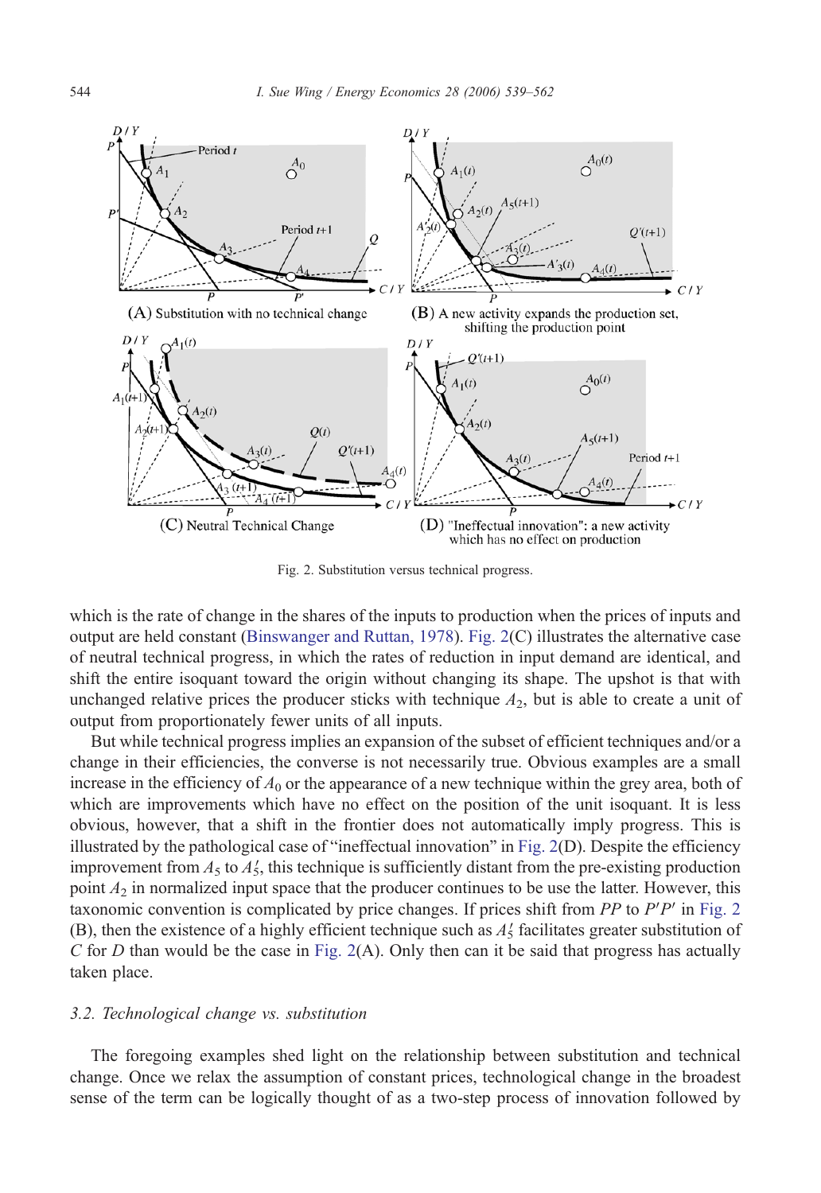Fig. 2. Substitution versus technical progress.

which is the rate of change in the shares of the inputs to production when the prices of inputs and output are held constant (Binswanger and Ruttan, 1978). Fig. 2(C) illustrates the alternative case of neutral technical progress, in which the rates of reduction in input demand are identical, and shift the entire isoquant toward the origin without changing its shape. The upshot is that with unchanged relative prices the producer sticks with technique $A_2$, but is able to create a unit of output from proportionately fewer units of all inputs.

But while technical progress implies an expansion of the subset of efficient techniques and/or a change in their efficiencies, the converse is not necessarily true. Obvious examples are a small increase in the efficiency of $A_0$ or the appearance of a new technique within the grey area, both of which are improvements which have no effect on the position of the unit isoquant. It is less obvious, however, that a shift in the frontier does not automatically imply progress. This is illustrated by the pathological case of "ineffectual innovation" in Fig. 2(D). Despite the efficiency improvement from $A_5$ to $A_5'$, this technique is sufficiently distant from the pre-existing production point $A_2$ in normalized input space that the producer continues to be use the latter. However, this taxonomic convention is complicated by price changes. If prices shift from $PP$ to $P'P'$ in Fig. 2 (B), then the existence of a highly efficient technique such as $A_5'$ facilitates greater substitution of $C$ for $D$ than would be the case in Fig. 2(A). Only then can it be said that progress has actually taken place.

### 3.2. Technological change vs. substitution

The foregoing examples shed light on the relationship between substitution and technical change. Once we relax the assumption of constant prices, technological change in the broadest sense of the term can be logically thought of as a two-step process of innovation followed by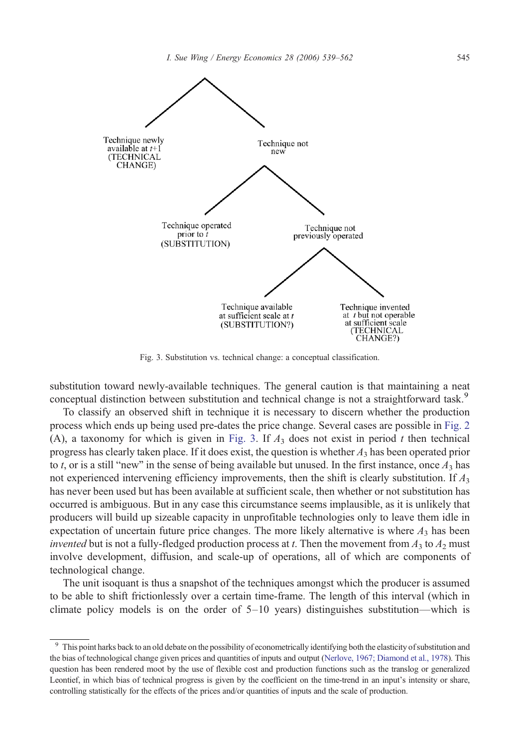Technique newly available at $t$+1 (TECHNICAL CHANGE)

Technique not new

Technique operated prior to $t$ (SUBSTITUTION)

Technique not previously operated

Technique available at sufficient scale at $t$ (SUBSTITUTION?)

Technique invented at $t$ but not operable at sufficient scale (TECHNICAL CHANGE?)

Fig. 3. Substitution vs. technical change: a conceptual classification.

substitution toward newly-available techniques. The general caution is that maintaining a neat conceptual distinction between substitution and technical change is not a straightforward task.[9]

To classify an observed shift in technique it is necessary to discern whether the production process which ends up being used pre-dates the price change. Several cases are possible in Fig. 2 (A), a taxonomy for which is given in Fig. 3. If $A_3$ does not exist in period $t$ then technical progress has clearly taken place. If it does exist, the question is whether $A_3$ has been operated prior to $t$, or is a still "new" in the sense of being available but unused. In the first instance, once $A_3$ has not experienced intervening efficiency improvements, then the shift is clearly substitution. If $A_3$ has never been used but has been available at sufficient scale, then whether or not substitution has occurred is ambiguous. But in any case this circumstance seems implausible, as it is unlikely that producers will build up sizeable capacity in unprofitable technologies only to leave them idle in expectation of uncertain future price changes. The more likely alternative is where $A_3$ has been *invented* but is not a fully-fledged production process at $t$. Then the movement from $A_3$ to $A_2$ must involve development, diffusion, and scale-up of operations, all of which are components of technological change.

The unit isoquant is thus a snapshot of the techniques amongst which the producer is assumed to be able to shift frictionlessly over a certain time-frame. The length of this interval (which in climate policy models is on the order of 5–10 years) distinguishes substitution—which is

[9] This point harks back to an old debate on the possibility of econometrically identifying both the elasticity of substitution and the bias of technological change given prices and quantities of inputs and output (Nerlove, 1967; Diamond et al., 1978). This question has been rendered moot by the use of flexible cost and production functions such as the translog or generalized Leontief, in which bias of technical progress is given by the coefficient on the time-trend in an input's intensity or share, controlling statistically for the effects of the prices and/or quantities of inputs and the scale of production.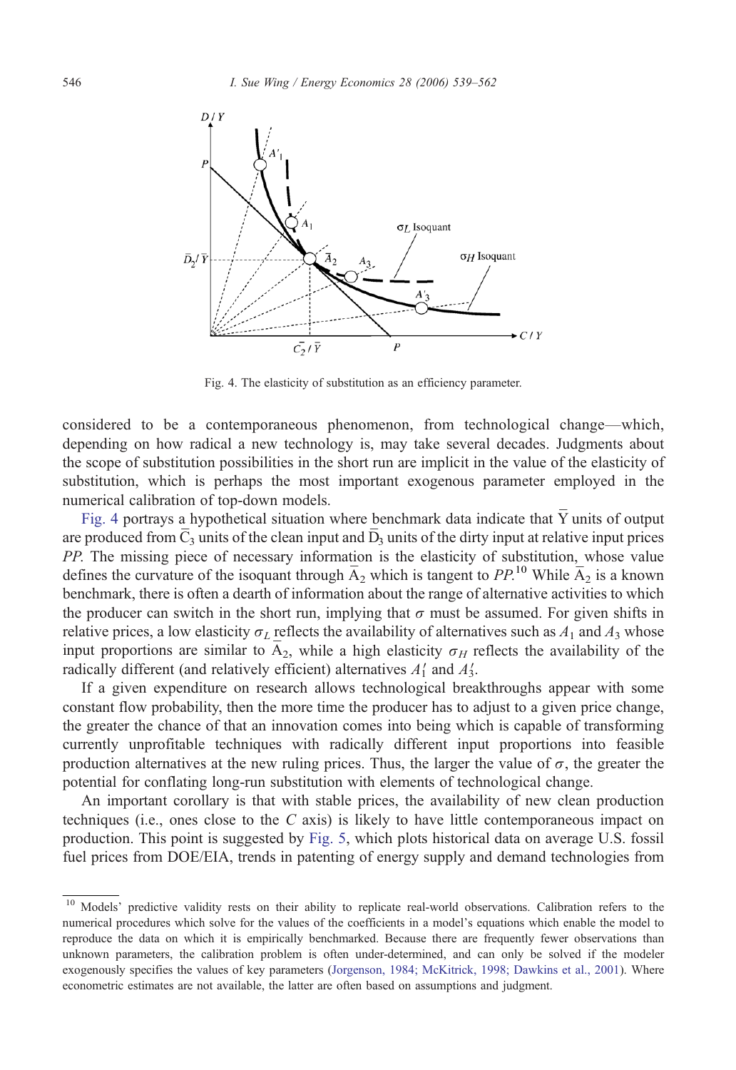Fig. 4. The elasticity of substitution as an efficiency parameter.

considered to be a contemporaneous phenomenon, from technological change—which, depending on how radical a new technology is, may take several decades. Judgments about the scope of substitution possibilities in the short run are implicit in the value of the elasticity of substitution, which is perhaps the most important exogenous parameter employed in the numerical calibration of top-down models.

Fig. 4 portrays a hypothetical situation where benchmark data indicate that $\overline{Y}$ units of output are produced from $\overline{C}_3$ units of the clean input and $\overline{D}_3$ units of the dirty input at relative input prices $PP$. The missing piece of necessary information is the elasticity of substitution, whose value defines the curvature of the isoquant through $\overline{A}_2$ which is tangent to $PP$.[10] While $\overline{A}_2$ is a known benchmark, there is often a dearth of information about the range of alternative activities to which the producer can switch in the short run, implying that $\sigma$ must be assumed. For given shifts in relative prices, a low elasticity $\sigma_L$ reflects the availability of alternatives such as $A_1$ and $A_3$ whose input proportions are similar to $\overline{A}_2$, while a high elasticity $\sigma_H$ reflects the availability of the radically different (and relatively efficient) alternatives $A_1'$ and $A_3'$.

If a given expenditure on research allows technological breakthroughs appear with some constant flow probability, then the more time the producer has to adjust to a given price change, the greater the chance of that an innovation comes into being which is capable of transforming currently unprofitable techniques with radically different input proportions into feasible production alternatives at the new ruling prices. Thus, the larger the value of $\sigma$, the greater the potential for conflating long-run substitution with elements of technological change.

An important corollary is that with stable prices, the availability of new clean production techniques (i.e., ones close to the $C$ axis) is likely to have little contemporaneous impact on production. This point is suggested by Fig. 5, which plots historical data on average U.S. fossil fuel prices from DOE/EIA, trends in patenting of energy supply and demand technologies from

[10] Models' predictive validity rests on their ability to replicate real-world observations. Calibration refers to the numerical procedures which solve for the values of the coefficients in a model's equations which enable the model to reproduce the data on which it is empirically benchmarked. Because there are frequently fewer observations than unknown parameters, the calibration problem is often under-determined, and can only be solved if the modeler exogenously specifies the values of key parameters (Jorgenson, 1984; McKitrick, 1998; Dawkins et al., 2001). Where econometric estimates are not available, the latter are often based on assumptions and judgment.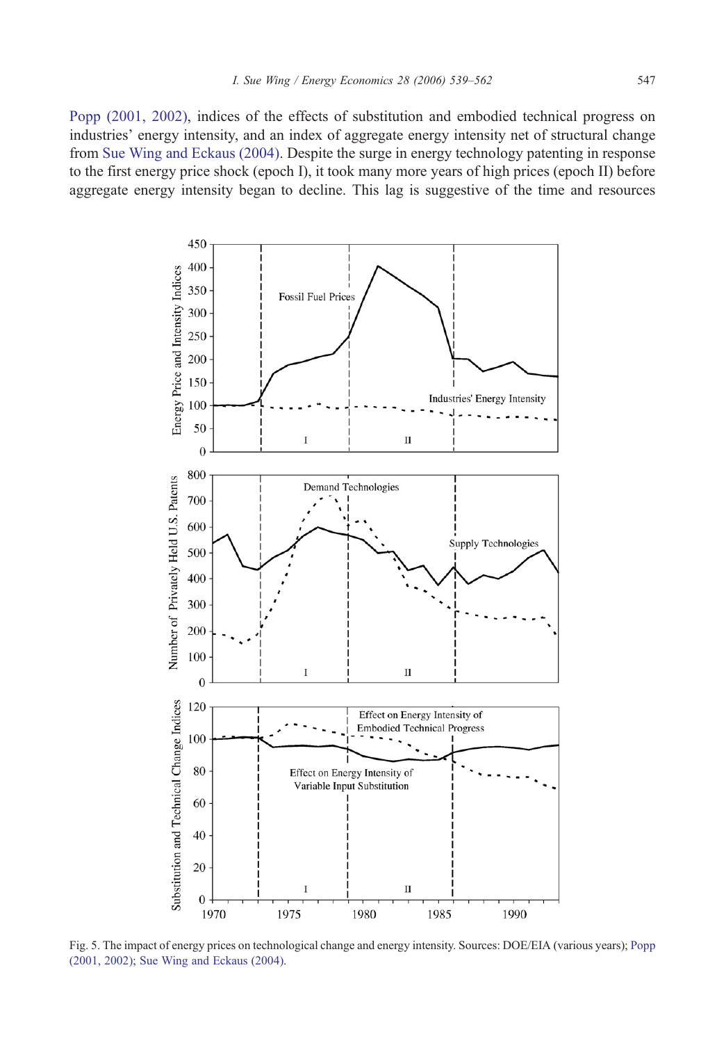Popp (2001, 2002), indices of the effects of substitution and embodied technical progress on industries' energy intensity, and an index of aggregate energy intensity net of structural change from Sue Wing and Eckaus (2004). Despite the surge in energy technology patenting in response to the first energy price shock (epoch I), it took many more years of high prices (epoch II) before aggregate energy intensity began to decline. This lag is suggestive of the time and resources

Fig. 5. The impact of energy prices on technological change and energy intensity. Sources: DOE/EIA (various years); Popp (2001, 2002); Sue Wing and Eckaus (2004).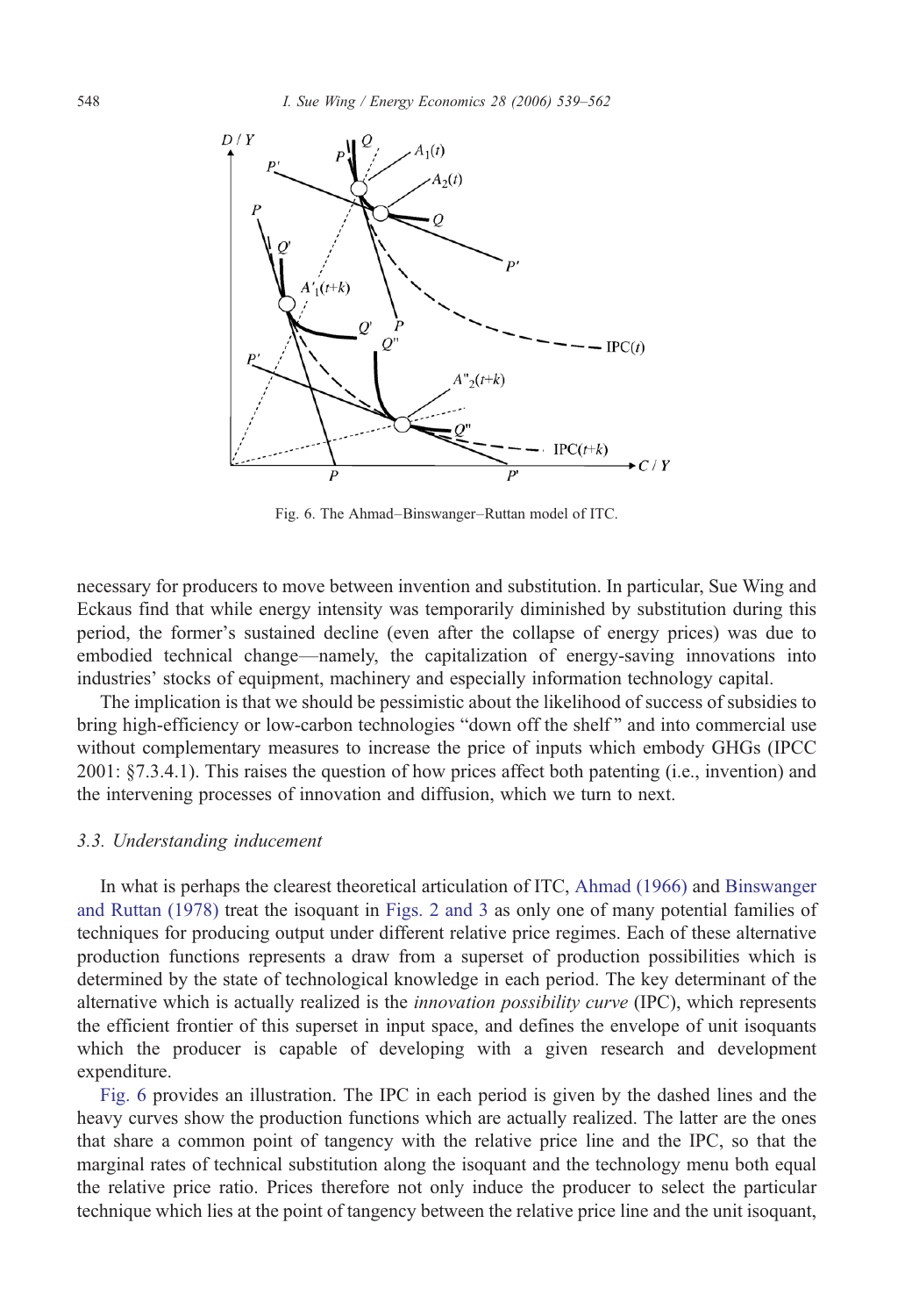Fig. 6. The Ahmad–Binswanger–Ruttan model of ITC.

necessary for producers to move between invention and substitution. In particular, Sue Wing and Eckaus find that while energy intensity was temporarily diminished by substitution during this period, the former's sustained decline (even after the collapse of energy prices) was due to embodied technical change—namely, the capitalization of energy-saving innovations into industries' stocks of equipment, machinery and especially information technology capital.

The implication is that we should be pessimistic about the likelihood of success of subsidies to bring high-efficiency or low-carbon technologies "down off the shelf" and into commercial use without complementary measures to increase the price of inputs which embody GHGs (IPCC 2001: §7.3.4.1). This raises the question of how prices affect both patenting (i.e., invention) and the intervening processes of innovation and diffusion, which we turn to next.

### 3.3. Understanding inducement

In what is perhaps the clearest theoretical articulation of ITC, Ahmad (1966) and Binswanger and Ruttan (1978) treat the isoquant in Figs. 2 and 3 as only one of many potential families of techniques for producing output under different relative price regimes. Each of these alternative production functions represents a draw from a superset of production possibilities which is determined by the state of technological knowledge in each period. The key determinant of the alternative which is actually realized is the *innovation possibility curve* (IPC), which represents the efficient frontier of this superset in input space, and defines the envelope of unit isoquants which the producer is capable of developing with a given research and development expenditure.

Fig. 6 provides an illustration. The IPC in each period is given by the dashed lines and the heavy curves show the production functions which are actually realized. The latter are the ones that share a common point of tangency with the relative price line and the IPC, so that the marginal rates of technical substitution along the isoquant and the technology menu both equal the relative price ratio. Prices therefore not only induce the producer to select the particular technique which lies at the point of tangency between the relative price line and the unit isoquant,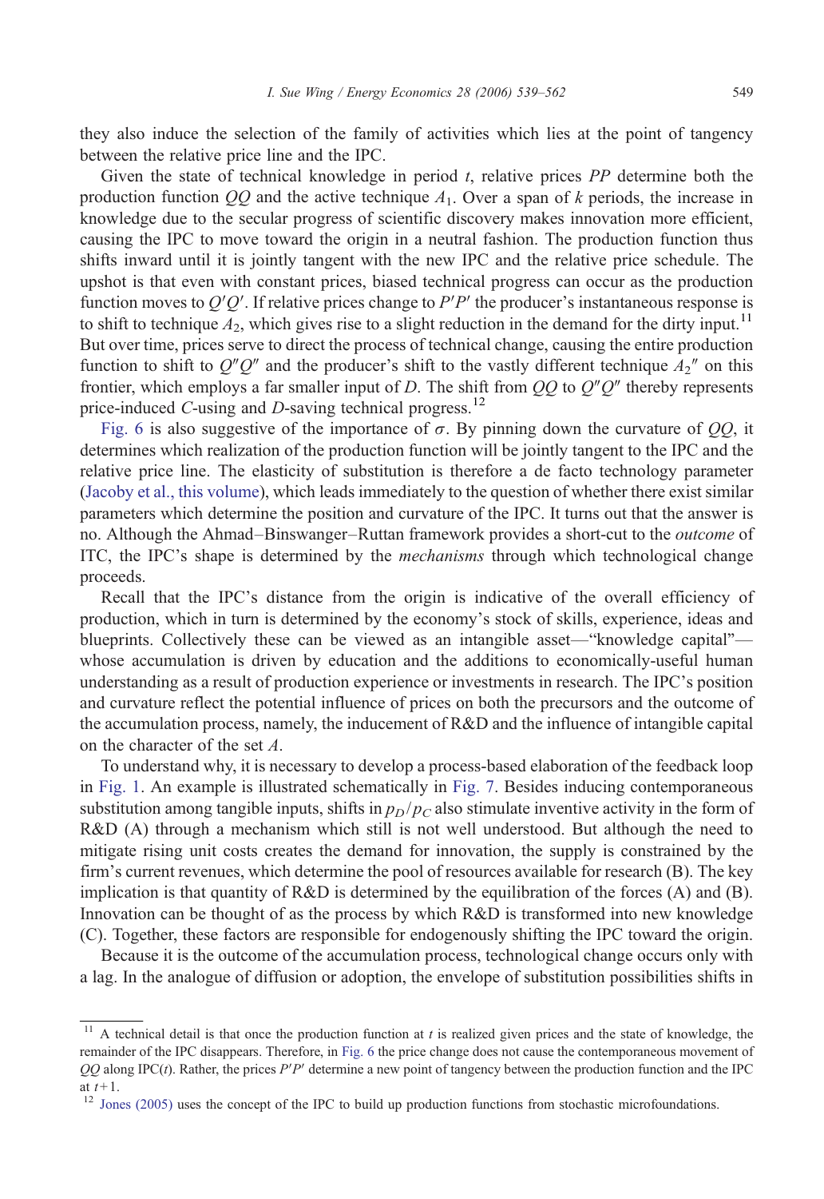they also induce the selection of the family of activities which lies at the point of tangency between the relative price line and the IPC.

Given the state of technical knowledge in period $t$, relative prices $PP$ determine both the production function $QQ$ and the active technique $A_1$. Over a span of $k$ periods, the increase in knowledge due to the secular progress of scientific discovery makes innovation more efficient, causing the IPC to move toward the origin in a neutral fashion. The production function thus shifts inward until it is jointly tangent with the new IPC and the relative price schedule. The upshot is that even with constant prices, biased technical progress can occur as the production function moves to $Q'Q'$. If relative prices change to $P'P'$ the producer's instantaneous response is to shift to technique $A_2$, which gives rise to a slight reduction in the demand for the dirty input.[11] But over time, prices serve to direct the process of technical change, causing the entire production function to shift to $Q''Q''$ and the producer's shift to the vastly different technique $A_2''$ on this frontier, which employs a far smaller input of $D$. The shift from $QQ$ to $Q''Q''$ thereby represents price-induced $C$-using and $D$-saving technical progress.[12]

Fig. 6 is also suggestive of the importance of $\sigma$. By pinning down the curvature of $QQ$, it determines which realization of the production function will be jointly tangent to the IPC and the relative price line. The elasticity of substitution is therefore a de facto technology parameter (Jacoby et al., this volume), which leads immediately to the question of whether there exist similar parameters which determine the position and curvature of the IPC. It turns out that the answer is no. Although the Ahmad–Binswanger–Ruttan framework provides a short-cut to the *outcome* of ITC, the IPC's shape is determined by the *mechanisms* through which technological change proceeds.

Recall that the IPC's distance from the origin is indicative of the overall efficiency of production, which in turn is determined by the economy's stock of skills, experience, ideas and blueprints. Collectively these can be viewed as an intangible asset—"knowledge capital"—whose accumulation is driven by education and the additions to economically-useful human understanding as a result of production experience or investments in research. The IPC's position and curvature reflect the potential influence of prices on both the precursors and the outcome of the accumulation process, namely, the inducement of R&D and the influence of intangible capital on the character of the set $A$.

To understand why, it is necessary to develop a process-based elaboration of the feedback loop in Fig. 1. An example is illustrated schematically in Fig. 7. Besides inducing contemporaneous substitution among tangible inputs, shifts in $p_D/p_C$ also stimulate inventive activity in the form of R&D (A) through a mechanism which still is not well understood. But although the need to mitigate rising unit costs creates the demand for innovation, the supply is constrained by the firm's current revenues, which determine the pool of resources available for research (B). The key implication is that quantity of R&D is determined by the equilibration of the forces (A) and (B). Innovation can be thought of as the process by which R&D is transformed into new knowledge (C). Together, these factors are responsible for endogenously shifting the IPC toward the origin.

Because it is the outcome of the accumulation process, technological change occurs only with a lag. In the analogue of diffusion or adoption, the envelope of substitution possibilities shifts in

[11] A technical detail is that once the production function at $t$ is realized given prices and the state of knowledge, the remainder of the IPC disappears. Therefore, in Fig. 6 the price change does not cause the contemporaneous movement of $QQ$ along IPC($t$). Rather, the prices $P'P'$ determine a new point of tangency between the production function and the IPC at $t+1$.

[12] Jones (2005) uses the concept of the IPC to build up production functions from stochastic microfoundations.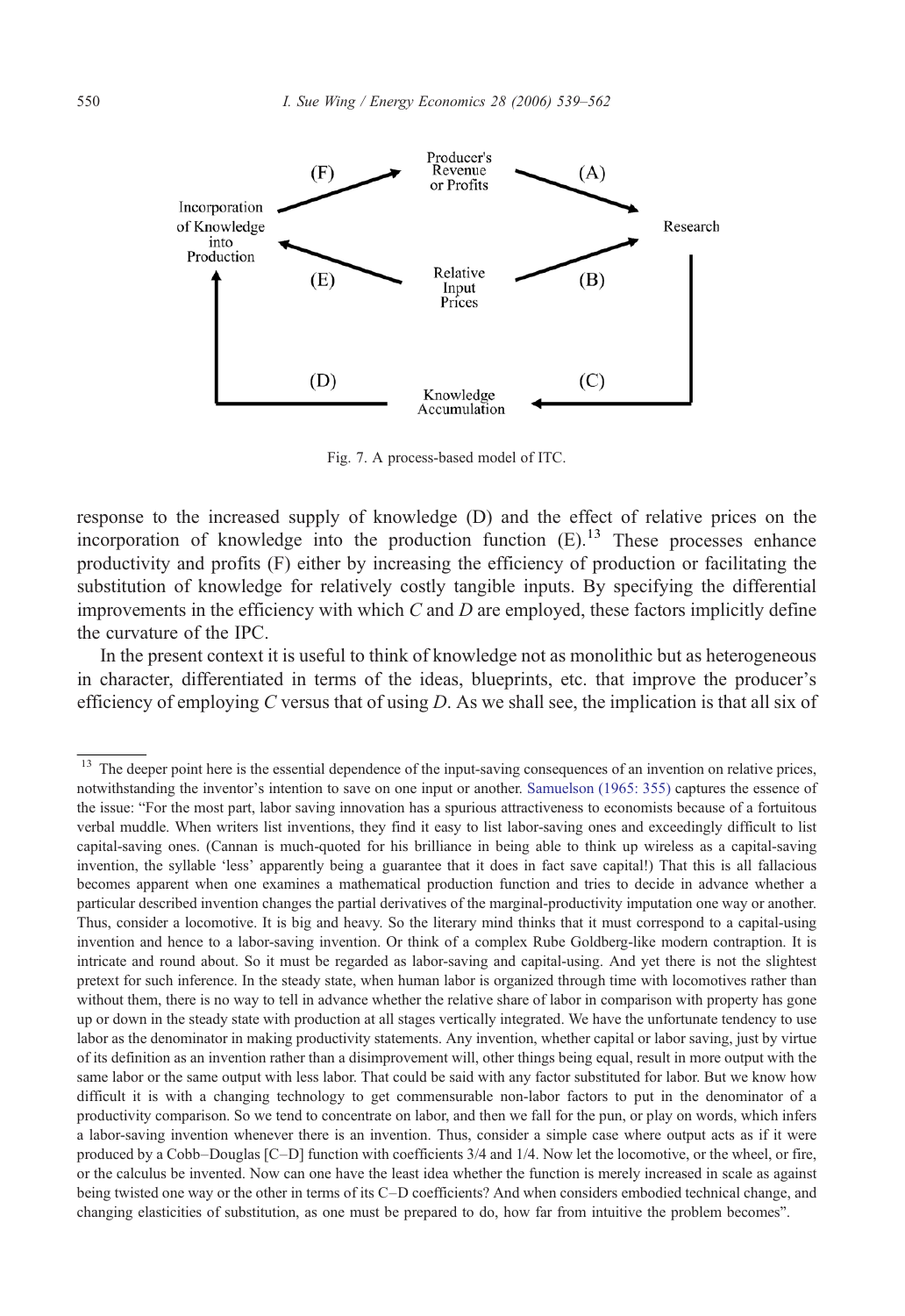Fig. 7. A process-based model of ITC.

response to the increased supply of knowledge (D) and the effect of relative prices on the incorporation of knowledge into the production function (E).[13] These processes enhance productivity and profits (F) either by increasing the efficiency of production or facilitating the substitution of knowledge for relatively costly tangible inputs. By specifying the differential improvements in the efficiency with which $C$ and $D$ are employed, these factors implicitly define the curvature of the IPC.

In the present context it is useful to think of knowledge not as monolithic but as heterogeneous in character, differentiated in terms of the ideas, blueprints, etc. that improve the producer's efficiency of employing $C$ versus that of using $D$. As we shall see, the implication is that all six of

[13] The deeper point here is the essential dependence of the input-saving consequences of an invention on relative prices, notwithstanding the inventor's intention to save on one input or another. Samuelson (1965: 355) captures the essence of the issue: "For the most part, labor saving innovation has a spurious attractiveness to economists because of a fortuitous verbal muddle. When writers list inventions, they find it easy to list labor-saving ones and exceedingly difficult to list capital-saving ones. (Cannan is much-quoted for his brilliance in being able to think up wireless as a capital-saving invention, the syllable 'less' apparently being a guarantee that it does in fact save capital!) That this is all fallacious becomes apparent when one examines a mathematical production function and tries to decide in advance whether a particular described invention changes the partial derivatives of the marginal-productivity imputation one way or another. Thus, consider a locomotive. It is big and heavy. So the literary mind thinks that it must correspond to a capital-using invention and hence to a labor-saving invention. Or think of a complex Rube Goldberg-like modern contraption. It is intricate and round about. So it must be regarded as labor-saving and capital-using. And yet there is not the slightest pretext for such inference. In the steady state, when human labor is organized through time with locomotives rather than without them, there is no way to tell in advance whether the relative share of labor in comparison with property has gone up or down in the steady state with production at all stages vertically integrated. We have the unfortunate tendency to use labor as the denominator in making productivity statements. Any invention, whether capital or labor saving, just by virtue of its definition as an invention rather than a disimprovement will, other things being equal, result in more output with the same labor or the same output with less labor. That could be said with any factor substituted for labor. But we know how difficult it is with a changing technology to get commensurable non-labor factors to put in the denominator of a productivity comparison. So we tend to concentrate on labor, and then we fall for the pun, or play on words, which infers a labor-saving invention whenever there is an invention. Thus, consider a simple case where output acts as if it were produced by a Cobb–Douglas [C–D] function with coefficients 3/4 and 1/4. Now let the locomotive, or the wheel, or fire, or the calculus be invented. Now can one have the least idea whether the function is merely increased in scale as against being twisted one way or the other in terms of its C–D coefficients? And when considers embodied technical change, and changing elasticities of substitution, as one must be prepared to do, how far from intuitive the problem becomes".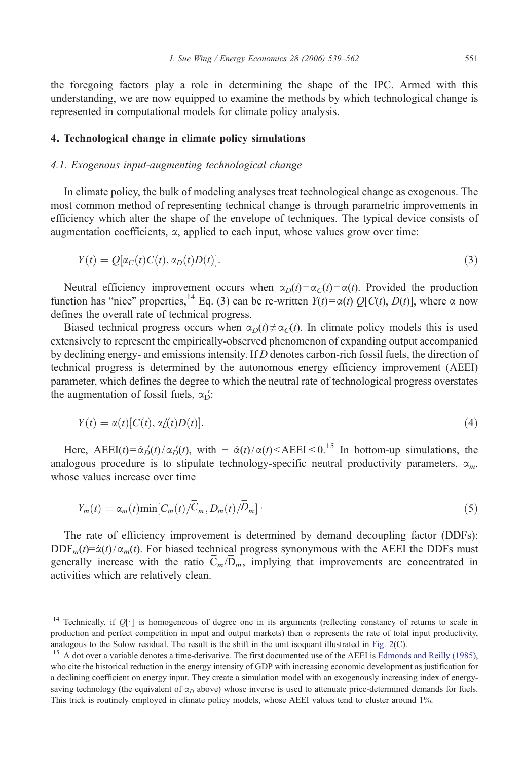the foregoing factors play a role in determining the shape of the IPC. Armed with this understanding, we are now equipped to examine the methods by which technological change is represented in computational models for climate policy analysis.

## 4. Technological change in climate policy simulations

### *4.1. Exogenous input-augmenting technological change*

In climate policy, the bulk of modeling analyses treat technological change as exogenous. The most common method of representing technical change is through parametric improvements in efficiency which alter the shape of the envelope of techniques. The typical device consists of augmentation coefficients, $\alpha$, applied to each input, whose values grow over time:

$$Y(t) = Q[\alpha_C(t)C(t), \alpha_D(t)D(t)]. \tag{3}$$

Neutral efficiency improvement occurs when $\alpha_D(t) = \alpha_C(t) = \alpha(t)$. Provided the production function has "nice" properties,[14] Eq. (3) can be re-written $Y(t) = \alpha(t)\, Q[C(t), D(t)]$, where $\alpha$ now defines the overall rate of technical progress.

Biased technical progress occurs when $\alpha_D(t) \neq \alpha_C(t)$. In climate policy models this is used extensively to represent the empirically-observed phenomenon of expanding output accompanied by declining energy- and emissions intensity. If $D$ denotes carbon-rich fossil fuels, the direction of technical progress is determined by the autonomous energy efficiency improvement (AEEI) parameter, which defines the degree to which the neutral rate of technological progress overstates the augmentation of fossil fuels, $\alpha'_D$:

$$Y(t) = \alpha(t)[C(t), \alpha'_D(t)D(t)]. \tag{4}$$

Here, $\mathrm{AEEI}(t) = \dot{\alpha}'_D(t)/\alpha'_D(t)$, with $-\dot{\alpha}(t)/\alpha(t) < \mathrm{AEEI} \leq 0$.[15] In bottom-up simulations, the analogous procedure is to stipulate technology-specific neutral productivity parameters, $\alpha_m$, whose values increase over time

$$Y_m(t) = \alpha_m(t)\min[C_m(t)/\bar{C}_m, D_m(t)/\bar{D}_m]\cdot \tag{5}$$

The rate of efficiency improvement is determined by demand decoupling factor (DDFs): $\mathrm{DDF}_m(t) = \dot{\alpha}(t)/\alpha_m(t)$. For biased technical progress synonymous with the AEEI the DDFs must generally increase with the ratio $\bar{C}_m/\bar{D}_m$, implying that improvements are concentrated in activities which are relatively clean.

---

[14] Technically, if $Q[\cdot]$ is homogeneous of degree one in its arguments (reflecting constancy of returns to scale in production and perfect competition in input and output markets) then $\alpha$ represents the rate of total input productivity, analogous to the Solow residual. The result is the shift in the unit isoquant illustrated in Fig. 2(C).

[15] A dot over a variable denotes a time-derivative. The first documented use of the AEEI is Edmonds and Reilly (1985), who cite the historical reduction in the energy intensity of GDP with increasing economic development as justification for a declining coefficient on energy input. They create a simulation model with an exogenously increasing index of energy-saving technology (the equivalent of $\alpha_D$ above) whose inverse is used to attenuate price-determined demands for fuels. This trick is routinely employed in climate policy models, whose AEEI values tend to cluster around 1%.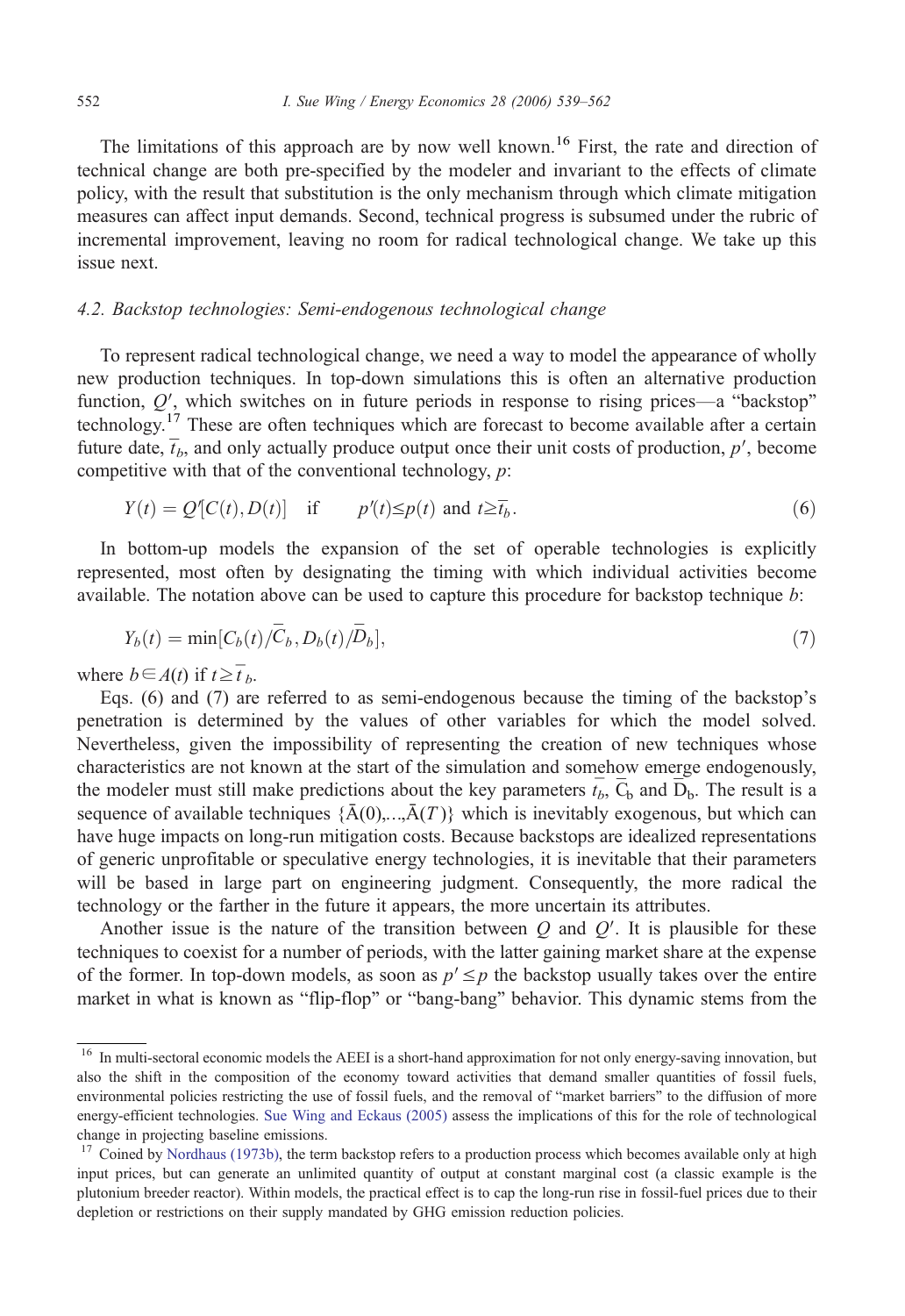The limitations of this approach are by now well known.[16] First, the rate and direction of technical change are both pre-specified by the modeler and invariant to the effects of climate policy, with the result that substitution is the only mechanism through which climate mitigation measures can affect input demands. Second, technical progress is subsumed under the rubric of incremental improvement, leaving no room for radical technological change. We take up this issue next.

### 4.2. Backstop technologies: Semi-endogenous technological change

To represent radical technological change, we need a way to model the appearance of wholly new production techniques. In top-down simulations this is often an alternative production function, $Q'$, which switches on in future periods in response to rising prices—a "backstop" technology.[17] These are often techniques which are forecast to become available after a certain future date, $\bar{t}_b$, and only actually produce output once their unit costs of production, $p'$, become competitive with that of the conventional technology, $p$:

$$Y(t) = Q'[C(t), D(t)] \quad \text{if} \qquad p'(t) \leq p(t) \text{ and } t \geq \bar{t}_b. \tag{6}$$

In bottom-up models the expansion of the set of operable technologies is explicitly represented, most often by designating the timing with which individual activities become available. The notation above can be used to capture this procedure for backstop technique $b$:

$$Y_b(t) = \min[C_b(t)/\bar{C}_b, D_b(t)/\bar{D}_b], \tag{7}$$

where $b \in A(t)$ if $t \geq \bar{t}_b$.

Eqs. (6) and (7) are referred to as semi-endogenous because the timing of the backstop's penetration is determined by the values of other variables for which the model solved. Nevertheless, given the impossibility of representing the creation of new techniques whose characteristics are not known at the start of the simulation and somehow emerge endogenously, the modeler must still make predictions about the key parameters $\bar{t}_b$, $\bar{C}_b$ and $\bar{D}_b$. The result is a sequence of available techniques $\{\bar{A}(0),\ldots,\bar{A}(T)\}$ which is inevitably exogenous, but which can have huge impacts on long-run mitigation costs. Because backstops are idealized representations of generic unprofitable or speculative energy technologies, it is inevitable that their parameters will be based in large part on engineering judgment. Consequently, the more radical the technology or the farther in the future it appears, the more uncertain its attributes.

Another issue is the nature of the transition between $Q$ and $Q'$. It is plausible for these techniques to coexist for a number of periods, with the latter gaining market share at the expense of the former. In top-down models, as soon as $p' \leq p$ the backstop usually takes over the entire market in what is known as "flip-flop" or "bang-bang" behavior. This dynamic stems from the

---

[16] In multi-sectoral economic models the AEEI is a short-hand approximation for not only energy-saving innovation, but also the shift in the composition of the economy toward activities that demand smaller quantities of fossil fuels, environmental policies restricting the use of fossil fuels, and the removal of "market barriers" to the diffusion of more energy-efficient technologies. Sue Wing and Eckaus (2005) assess the implications of this for the role of technological change in projecting baseline emissions.

[17] Coined by Nordhaus (1973b), the term backstop refers to a production process which becomes available only at high input prices, but can generate an unlimited quantity of output at constant marginal cost (a classic example is the plutonium breeder reactor). Within models, the practical effect is to cap the long-run rise in fossil-fuel prices due to their depletion or restrictions on their supply mandated by GHG emission reduction policies.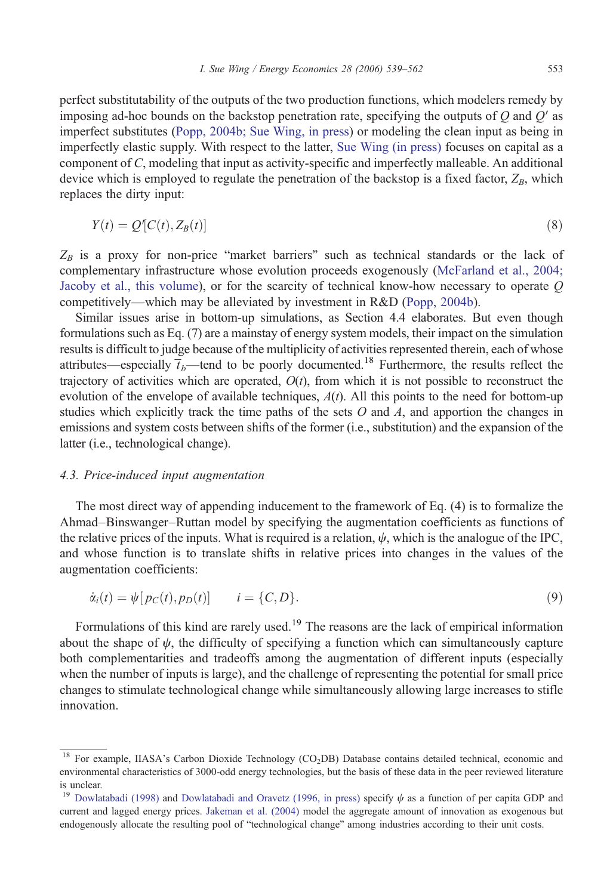perfect substitutability of the outputs of the two production functions, which modelers remedy by imposing ad-hoc bounds on the backstop penetration rate, specifying the outputs of $Q$ and $Q'$ as imperfect substitutes (Popp, 2004b; Sue Wing, in press) or modeling the clean input as being in imperfectly elastic supply. With respect to the latter, Sue Wing (in press) focuses on capital as a component of $C$, modeling that input as activity-specific and imperfectly malleable. An additional device which is employed to regulate the penetration of the backstop is a fixed factor, $Z_B$, which replaces the dirty input:

$$Y(t) = Q'[C(t), Z_B(t)] \tag{8}$$

$Z_B$ is a proxy for non-price "market barriers" such as technical standards or the lack of complementary infrastructure whose evolution proceeds exogenously (McFarland et al., 2004; Jacoby et al., this volume), or for the scarcity of technical know-how necessary to operate $Q$ competitively—which may be alleviated by investment in R&D (Popp, 2004b).

Similar issues arise in bottom-up simulations, as Section 4.4 elaborates. But even though formulations such as Eq. (7) are a mainstay of energy system models, their impact on the simulation results is difficult to judge because of the multiplicity of activities represented therein, each of whose attributes—especially $\overline{t}_b$—tend to be poorly documented.[18] Furthermore, the results reflect the trajectory of activities which are operated, $O(t)$, from which it is not possible to reconstruct the evolution of the envelope of available techniques, $A(t)$. All this points to the need for bottom-up studies which explicitly track the time paths of the sets $O$ and $A$, and apportion the changes in emissions and system costs between shifts of the former (i.e., substitution) and the expansion of the latter (i.e., technological change).

### 4.3. Price-induced input augmentation

The most direct way of appending inducement to the framework of Eq. (4) is to formalize the Ahmad–Binswanger–Ruttan model by specifying the augmentation coefficients as functions of the relative prices of the inputs. What is required is a relation, $\psi$, which is the analogue of the IPC, and whose function is to translate shifts in relative prices into changes in the values of the augmentation coefficients:

$$\dot{\alpha}_i(t) = \psi[p_C(t), p_D(t)] \qquad i = \{C, D\}. \tag{9}$$

Formulations of this kind are rarely used.[19] The reasons are the lack of empirical information about the shape of $\psi$, the difficulty of specifying a function which can simultaneously capture both complementarities and tradeoffs among the augmentation of different inputs (especially when the number of inputs is large), and the challenge of representing the potential for small price changes to stimulate technological change while simultaneously allowing large increases to stifle innovation.

---

[18] For example, IIASA's Carbon Dioxide Technology ($CO_2$DB) Database contains detailed technical, economic and environmental characteristics of 3000-odd energy technologies, but the basis of these data in the peer reviewed literature is unclear.

[19] Dowlatabadi (1998) and Dowlatabadi and Oravetz (1996, in press) specify $\psi$ as a function of per capita GDP and current and lagged energy prices. Jakeman et al. (2004) model the aggregate amount of innovation as exogenous but endogenously allocate the resulting pool of "technological change" among industries according to their unit costs.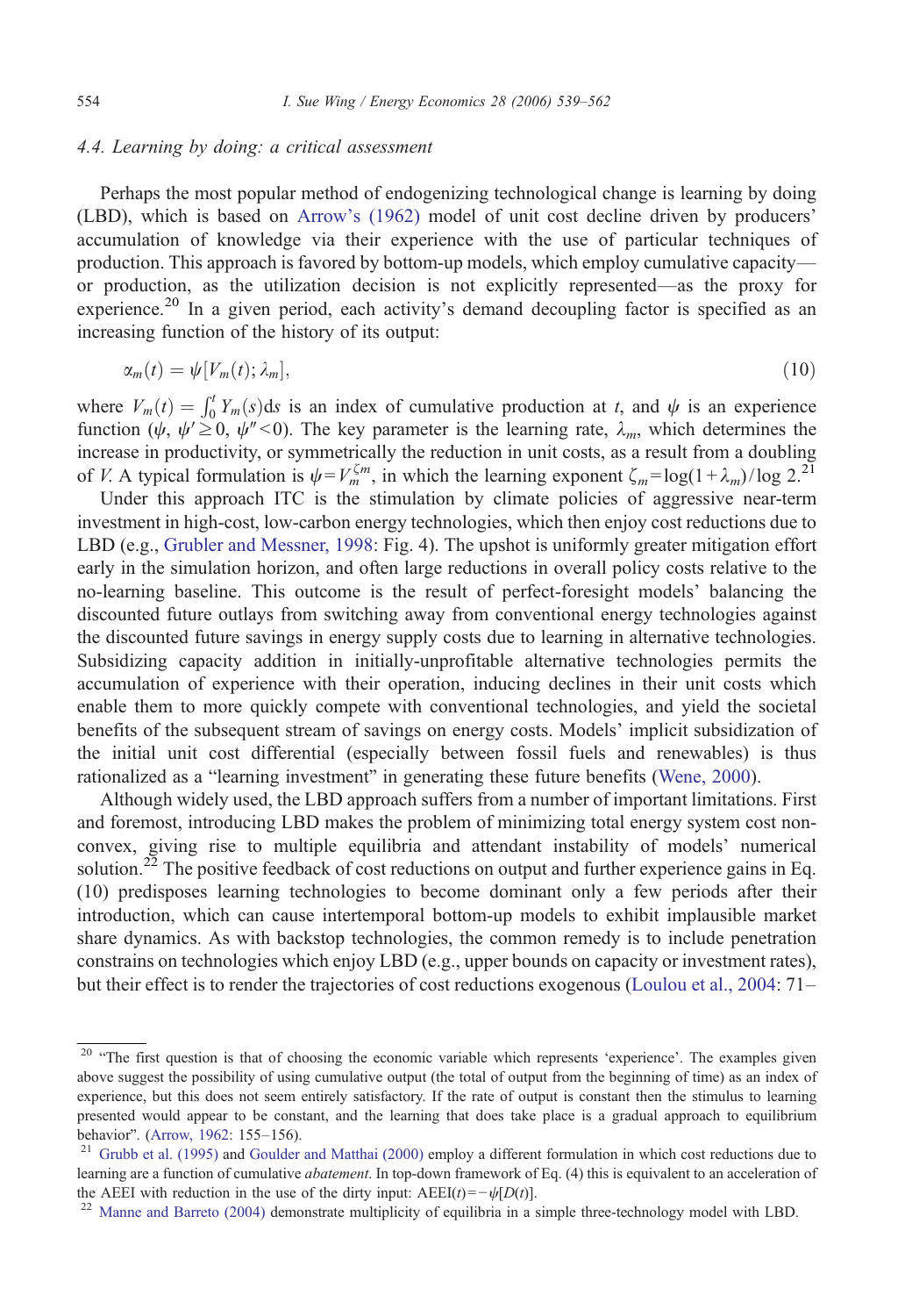### 4.4. Learning by doing: a critical assessment

Perhaps the most popular method of endogenizing technological change is learning by doing (LBD), which is based on Arrow's (1962) model of unit cost decline driven by producers' accumulation of knowledge via their experience with the use of particular techniques of production. This approach is favored by bottom-up models, which employ cumulative capacity—or production, as the utilization decision is not explicitly represented—as the proxy for experience.[20] In a given period, each activity's demand decoupling factor is specified as an increasing function of the history of its output:

$$\alpha_m(t) = \psi[V_m(t); \lambda_m], \tag{10}$$

where $V_m(t) = \int_0^t Y_m(s)\mathrm{d}s$ is an index of cumulative production at $t$, and $\psi$ is an experience function ($\psi$, $\psi' \geq 0$, $\psi'' < 0$). The key parameter is the learning rate, $\lambda_m$, which determines the increase in productivity, or symmetrically the reduction in unit costs, as a result from a doubling of $V$. A typical formulation is $\psi = V_m^{\zeta_m}$, in which the learning exponent $\zeta_m = \log(1+\lambda_m)/\log 2$.[21]

Under this approach ITC is the stimulation by climate policies of aggressive near-term investment in high-cost, low-carbon energy technologies, which then enjoy cost reductions due to LBD (e.g., Grubler and Messner, 1998: Fig. 4). The upshot is uniformly greater mitigation effort early in the simulation horizon, and often large reductions in overall policy costs relative to the no-learning baseline. This outcome is the result of perfect-foresight models' balancing the discounted future outlays from switching away from conventional energy technologies against the discounted future savings in energy supply costs due to learning in alternative technologies. Subsidizing capacity addition in initially-unprofitable alternative technologies permits the accumulation of experience with their operation, inducing declines in their unit costs which enable them to more quickly compete with conventional technologies, and yield the societal benefits of the subsequent stream of savings on energy costs. Models' implicit subsidization of the initial unit cost differential (especially between fossil fuels and renewables) is thus rationalized as a "learning investment" in generating these future benefits (Wene, 2000).

Although widely used, the LBD approach suffers from a number of important limitations. First and foremost, introducing LBD makes the problem of minimizing total energy system cost non-convex, giving rise to multiple equilibria and attendant instability of models' numerical solution.[22] The positive feedback of cost reductions on output and further experience gains in Eq. (10) predisposes learning technologies to become dominant only a few periods after their introduction, which can cause intertemporal bottom-up models to exhibit implausible market share dynamics. As with backstop technologies, the common remedy is to include penetration constrains on technologies which enjoy LBD (e.g., upper bounds on capacity or investment rates), but their effect is to render the trajectories of cost reductions exogenous (Loulou et al., 2004: 71–

---

[20] "The first question is that of choosing the economic variable which represents 'experience'. The examples given above suggest the possibility of using cumulative output (the total of output from the beginning of time) as an index of experience, but this does not seem entirely satisfactory. If the rate of output is constant then the stimulus to learning presented would appear to be constant, and the learning that does take place is a gradual approach to equilibrium behavior". (Arrow, 1962: 155–156).

[21] Grubb et al. (1995) and Goulder and Matthai (2000) employ a different formulation in which cost reductions due to learning are a function of cumulative *abatement*. In top-down framework of Eq. (4) this is equivalent to an acceleration of the AEEI with reduction in the use of the dirty input: $\mathrm{AEEI}(t) = -\psi[D(t)]$.

[22] Manne and Barreto (2004) demonstrate multiplicity of equilibria in a simple three-technology model with LBD.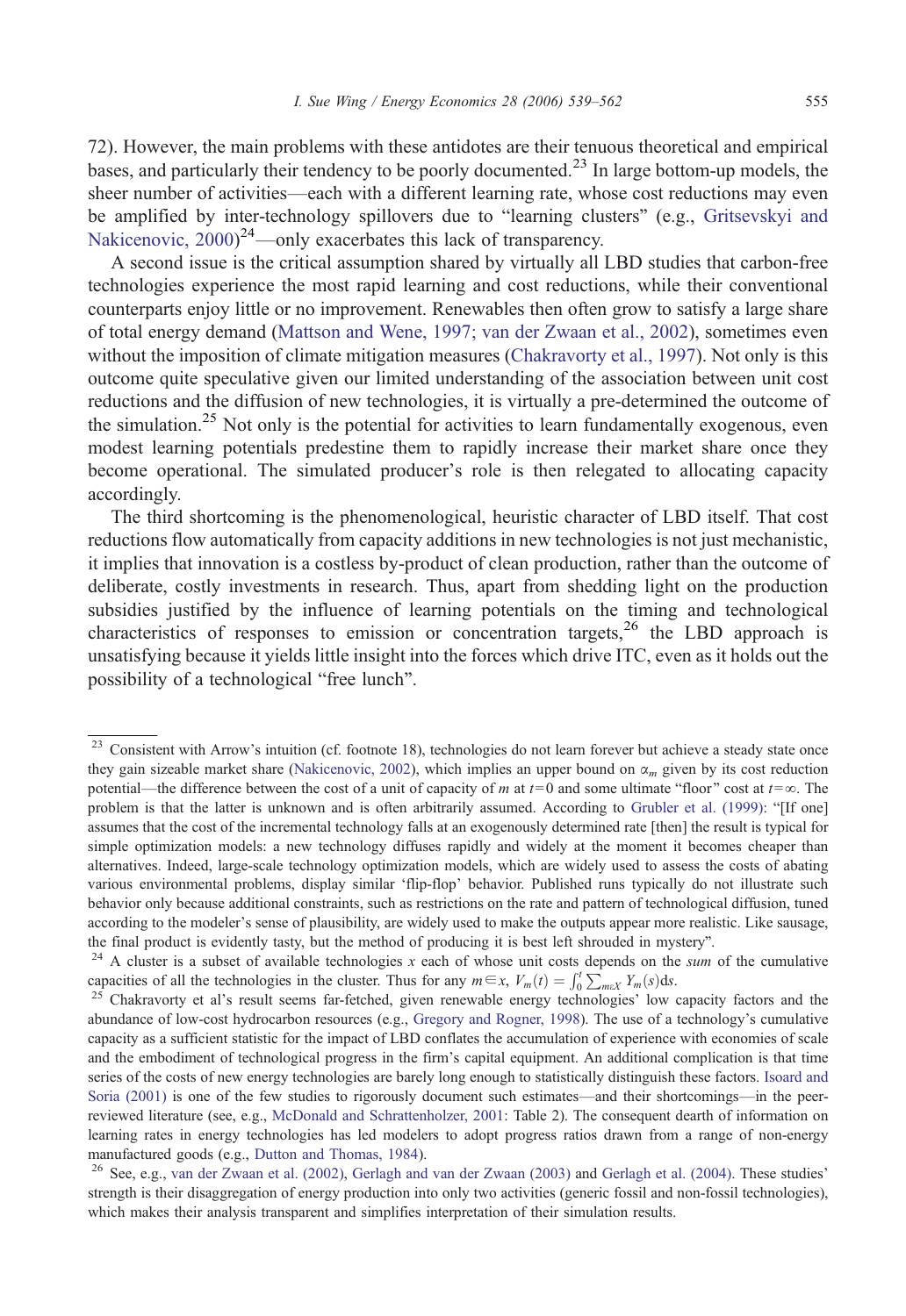72). However, the main problems with these antidotes are their tenuous theoretical and empirical bases, and particularly their tendency to be poorly documented.[23] In large bottom-up models, the sheer number of activities—each with a different learning rate, whose cost reductions may even be amplified by inter-technology spillovers due to "learning clusters" (e.g., Gritsevskyi and Nakicenovic, 2000)[24]—only exacerbates this lack of transparency.

A second issue is the critical assumption shared by virtually all LBD studies that carbon-free technologies experience the most rapid learning and cost reductions, while their conventional counterparts enjoy little or no improvement. Renewables then often grow to satisfy a large share of total energy demand (Mattson and Wene, 1997; van der Zwaan et al., 2002), sometimes even without the imposition of climate mitigation measures (Chakravorty et al., 1997). Not only is this outcome quite speculative given our limited understanding of the association between unit cost reductions and the diffusion of new technologies, it is virtually a pre-determined the outcome of the simulation.[25] Not only is the potential for activities to learn fundamentally exogenous, even modest learning potentials predestine them to rapidly increase their market share once they become operational. The simulated producer's role is then relegated to allocating capacity accordingly.

The third shortcoming is the phenomenological, heuristic character of LBD itself. That cost reductions flow automatically from capacity additions in new technologies is not just mechanistic, it implies that innovation is a costless by-product of clean production, rather than the outcome of deliberate, costly investments in research. Thus, apart from shedding light on the production subsidies justified by the influence of learning potentials on the timing and technological characteristics of responses to emission or concentration targets,[26] the LBD approach is unsatisfying because it yields little insight into the forces which drive ITC, even as it holds out the possibility of a technological "free lunch".

---

[23] Consistent with Arrow's intuition (cf. footnote 18), technologies do not learn forever but achieve a steady state once they gain sizeable market share (Nakicenovic, 2002), which implies an upper bound on $\alpha_m$ given by its cost reduction potential—the difference between the cost of a unit of capacity of $m$ at $t=0$ and some ultimate "floor" cost at $t=\infty$. The problem is that the latter is unknown and is often arbitrarily assumed. According to Grubler et al. (1999): "[If one] assumes that the cost of the incremental technology falls at an exogenously determined rate [then] the result is typical for simple optimization models: a new technology diffuses rapidly and widely at the moment it becomes cheaper than alternatives. Indeed, large-scale technology optimization models, which are widely used to assess the costs of abating various environmental problems, display similar 'flip-flop' behavior. Published runs typically do not illustrate such behavior only because additional constraints, such as restrictions on the rate and pattern of technological diffusion, tuned according to the modeler's sense of plausibility, are widely used to make the outputs appear more realistic. Like sausage, the final product is evidently tasty, but the method of producing it is best left shrouded in mystery".

[24] A cluster is a subset of available technologies $x$ each of whose unit costs depends on the *sum* of the cumulative capacities of all the technologies in the cluster. Thus for any $m \in x$, $V_m(t) = \int_0^t \sum_{m \in X} Y_m(s) \mathrm{d}s$.

[25] Chakravorty et al's result seems far-fetched, given renewable energy technologies' low capacity factors and the abundance of low-cost hydrocarbon resources (e.g., Gregory and Rogner, 1998). The use of a technology's cumulative capacity as a sufficient statistic for the impact of LBD conflates the accumulation of experience with economies of scale and the embodiment of technological progress in the firm's capital equipment. An additional complication is that time series of the costs of new energy technologies are barely long enough to statistically distinguish these factors. Isoard and Soria (2001) is one of the few studies to rigorously document such estimates—and their shortcomings—in the peer-reviewed literature (see, e.g., McDonald and Schrattenholzer, 2001: Table 2). The consequent dearth of information on learning rates in energy technologies has led modelers to adopt progress ratios drawn from a range of non-energy manufactured goods (e.g., Dutton and Thomas, 1984).

[26] See, e.g., van der Zwaan et al. (2002), Gerlagh and van der Zwaan (2003) and Gerlagh et al. (2004). These studies' strength is their disaggregation of energy production into only two activities (generic fossil and non-fossil technologies), which makes their analysis transparent and simplifies interpretation of their simulation results.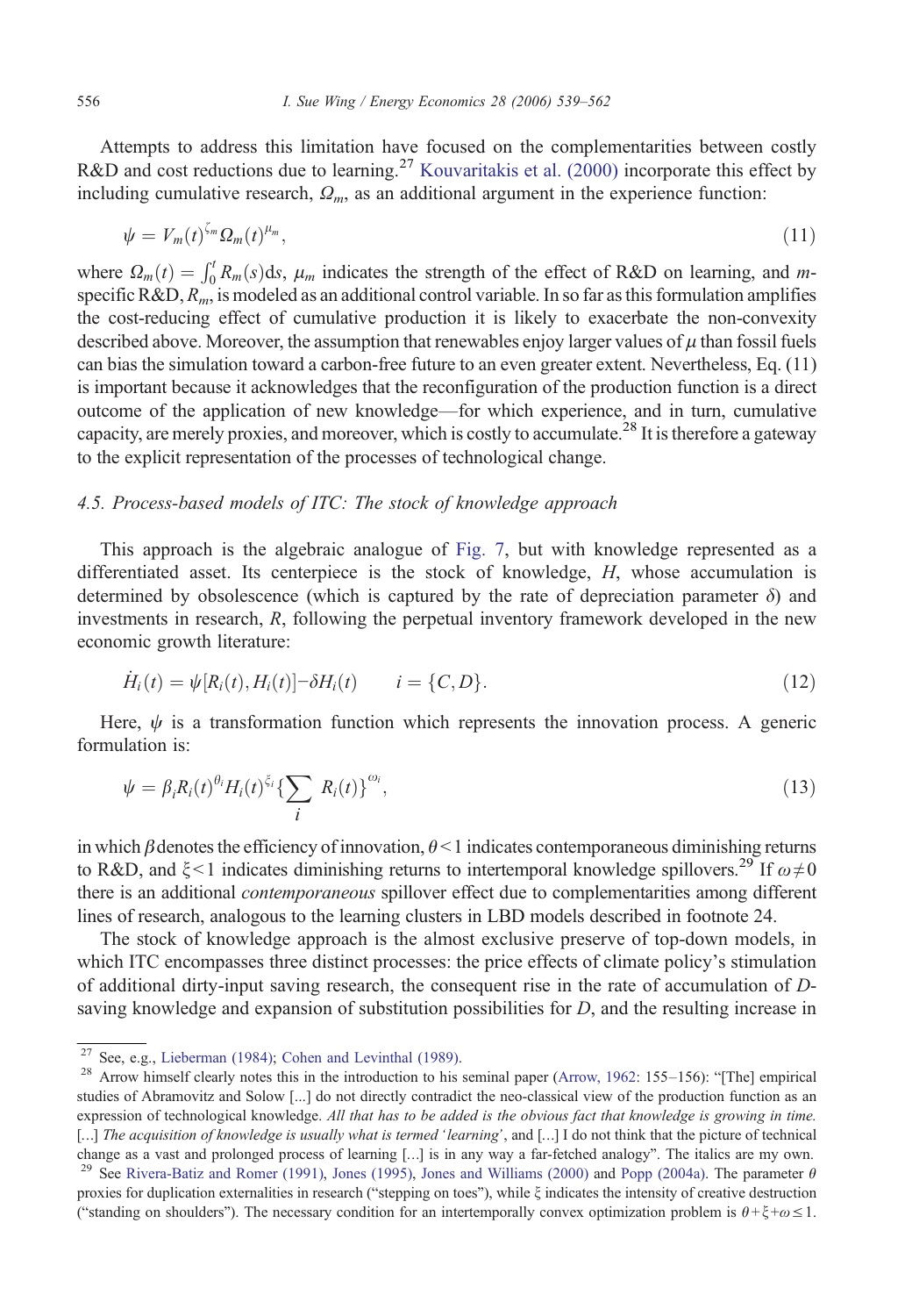Attempts to address this limitation have focused on the complementarities between costly R&D and cost reductions due to learning.[27] Kouvaritakis et al. (2000) incorporate this effect by including cumulative research, $\Omega_m$, as an additional argument in the experience function:

$$\psi = V_m(t)^{\zeta_m} \Omega_m(t)^{\mu_m}, \tag{11}$$

where $\Omega_m(t) = \int_0^t R_m(s)\mathrm{d}s$, $\mu_m$ indicates the strength of the effect of R&D on learning, and $m$-specific R&D, $R_m$, is modeled as an additional control variable. In so far as this formulation amplifies the cost-reducing effect of cumulative production it is likely to exacerbate the non-convexity described above. Moreover, the assumption that renewables enjoy larger values of $\mu$ than fossil fuels can bias the simulation toward a carbon-free future to an even greater extent. Nevertheless, Eq. (11) is important because it acknowledges that the reconfiguration of the production function is a direct outcome of the application of new knowledge—for which experience, and in turn, cumulative capacity, are merely proxies, and moreover, which is costly to accumulate.[28] It is therefore a gateway to the explicit representation of the processes of technological change.

### 4.5. Process-based models of ITC: The stock of knowledge approach

This approach is the algebraic analogue of Fig. 7, but with knowledge represented as a differentiated asset. Its centerpiece is the stock of knowledge, $H$, whose accumulation is determined by obsolescence (which is captured by the rate of depreciation parameter $\delta$) and investments in research, $R$, following the perpetual inventory framework developed in the new economic growth literature:

$$\dot{H}_i(t) = \psi[R_i(t), H_i(t)] - \delta H_i(t) \qquad i = \{C, D\}. \tag{12}$$

Here, $\psi$ is a transformation function which represents the innovation process. A generic formulation is:

$$\psi = \beta_i R_i(t)^{\theta_i} H_i(t)^{\xi_i} \Big\{\sum_i R_i(t)\Big\}^{\omega_i}, \tag{13}$$

in which $\beta$ denotes the efficiency of innovation, $\theta < 1$ indicates contemporaneous diminishing returns to R&D, and $\xi < 1$ indicates diminishing returns to intertemporal knowledge spillovers.[29] If $\omega \neq 0$ there is an additional *contemporaneous* spillover effect due to complementarities among different lines of research, analogous to the learning clusters in LBD models described in footnote 24.

The stock of knowledge approach is the almost exclusive preserve of top-down models, in which ITC encompasses three distinct processes: the price effects of climate policy's stimulation of additional dirty-input saving research, the consequent rise in the rate of accumulation of $D$-saving knowledge and expansion of substitution possibilities for $D$, and the resulting increase in

---

[27] See, e.g., Lieberman (1984); Cohen and Levinthal (1989).

[28] Arrow himself clearly notes this in the introduction to his seminal paper (Arrow, 1962: 155–156): "[The] empirical studies of Abramovitz and Solow [...] do not directly contradict the neo-classical view of the production function as an expression of technological knowledge. *All that has to be added is the obvious fact that knowledge is growing in time.* [...] *The acquisition of knowledge is usually what is termed 'learning'*, and [...] I do not think that the picture of technical change as a vast and prolonged process of learning [...] is in any way a far-fetched analogy". The italics are my own.

[29] See Rivera-Batiz and Romer (1991), Jones (1995), Jones and Williams (2000) and Popp (2004a). The parameter $\theta$ proxies for duplication externalities in research ("stepping on toes"), while $\xi$ indicates the intensity of creative destruction ("standing on shoulders"). The necessary condition for an intertemporally convex optimization problem is $\theta + \xi + \omega \leq 1$.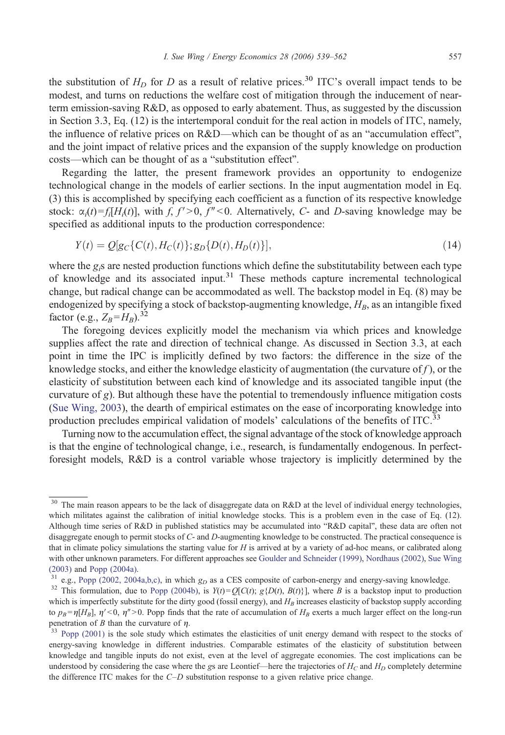the substitution of $H_D$ for $D$ as a result of relative prices.[30] ITC's overall impact tends to be modest, and turns on reductions the welfare cost of mitigation through the inducement of near-term emission-saving R&D, as opposed to early abatement. Thus, as suggested by the discussion in Section 3.3, Eq. (12) is the intertemporal conduit for the real action in models of ITC, namely, the influence of relative prices on R&D—which can be thought of as an "accumulation effect", and the joint impact of relative prices and the expansion of the supply knowledge on production costs—which can be thought of as a "substitution effect".

Regarding the latter, the present framework provides an opportunity to endogenize technological change in the models of earlier sections. In the input augmentation model in Eq. (3) this is accomplished by specifying each coefficient as a function of its respective knowledge stock: $\alpha_i(t)=f_i[H_i(t)]$, with $f$, $f'>0$, $f''<0$. Alternatively, $C$- and $D$-saving knowledge may be specified as additional inputs to the production correspondence:

$$Y(t) = Q[g_C\{C(t), H_C(t)\}; g_D\{D(t), H_D(t)\}], \tag{14}$$

where the $g_i$s are nested production functions which define the substitutability between each type of knowledge and its associated input.[31] These methods capture incremental technological change, but radical change can be accommodated as well. The backstop model in Eq. (8) may be endogenized by specifying a stock of backstop-augmenting knowledge, $H_B$, as an intangible fixed factor (e.g., $Z_B=H_B$).[32]

The foregoing devices explicitly model the mechanism via which prices and knowledge supplies affect the rate and direction of technical change. As discussed in Section 3.3, at each point in time the IPC is implicitly defined by two factors: the difference in the size of the knowledge stocks, and either the knowledge elasticity of augmentation (the curvature of $f$), or the elasticity of substitution between each kind of knowledge and its associated tangible input (the curvature of $g$). But although these have the potential to tremendously influence mitigation costs (Sue Wing, 2003), the dearth of empirical estimates on the ease of incorporating knowledge into production precludes empirical validation of models' calculations of the benefits of ITC.[33]

Turning now to the accumulation effect, the signal advantage of the stock of knowledge approach is that the engine of technological change, i.e., research, is fundamentally endogenous. In perfect-foresight models, R&D is a control variable whose trajectory is implicitly determined by the

---

[30] The main reason appears to be the lack of disaggregate data on R&D at the level of individual energy technologies, which militates against the calibration of initial knowledge stocks. This is a problem even in the case of Eq. (12). Although time series of R&D in published statistics may be accumulated into "R&D capital", these data are often not disaggregate enough to permit stocks of $C$- and $D$-augmenting knowledge to be constructed. The practical consequence is that in climate policy simulations the starting value for $H$ is arrived at by a variety of ad-hoc means, or calibrated along with other unknown parameters. For different approaches see Goulder and Schneider (1999), Nordhaus (2002), Sue Wing (2003) and Popp (2004a).

[31] e.g., Popp (2002, 2004a,b,c), in which $g_D$ as a CES composite of carbon-energy and energy-saving knowledge.

[32] This formulation, due to Popp (2004b), is $Y(t)=Q[C(t);\ g\{D(t), B(t)\}]$, where $B$ is a backstop input to production which is imperfectly substitute for the dirty good (fossil energy), and $H_B$ increases elasticity of backstop supply according to $p_B=\eta[H_B]$, $\eta'<0$, $\eta''>0$. Popp finds that the rate of accumulation of $H_B$ exerts a much larger effect on the long-run penetration of $B$ than the curvature of $\eta$.

[33] Popp (2001) is the sole study which estimates the elasticities of unit energy demand with respect to the stocks of energy-saving knowledge in different industries. Comparable estimates of the elasticity of substitution between knowledge and tangible inputs do not exist, even at the level of aggregate economies. The cost implications can be understood by considering the case where the $g$s are Leontief—here the trajectories of $H_C$ and $H_D$ completely determine the difference ITC makes for the $C$–$D$ substitution response to a given relative price change.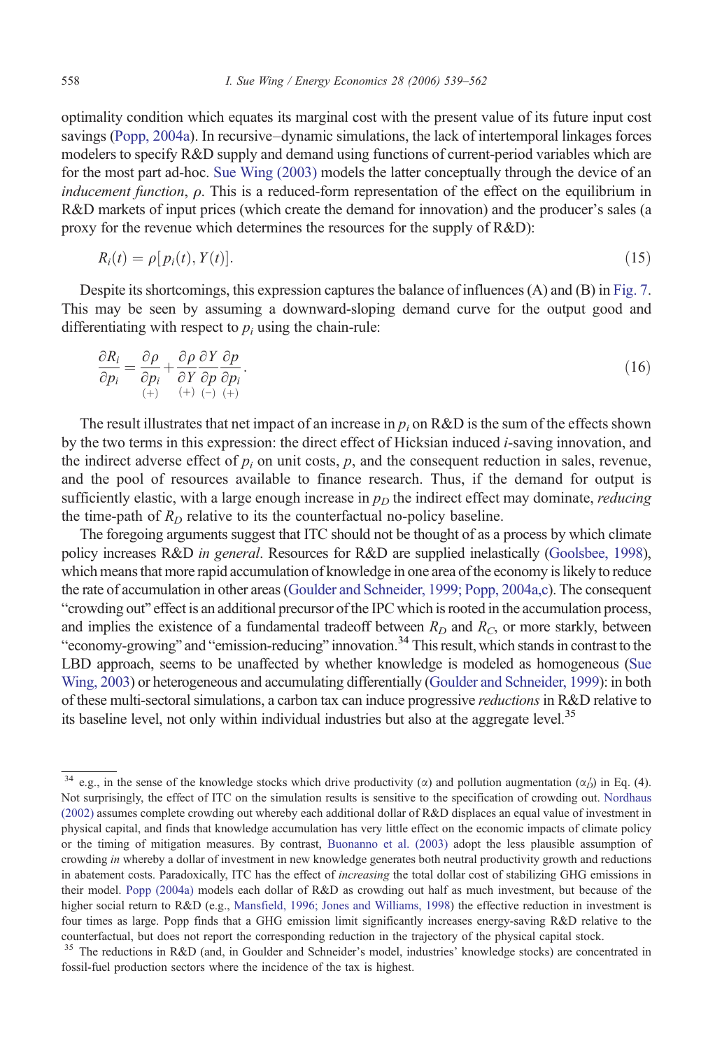optimality condition which equates its marginal cost with the present value of its future input cost savings (Popp, 2004a). In recursive–dynamic simulations, the lack of intertemporal linkages forces modelers to specify R&D supply and demand using functions of current-period variables which are for the most part ad-hoc. Sue Wing (2003) models the latter conceptually through the device of an *inducement function*, $\rho$. This is a reduced-form representation of the effect on the equilibrium in R&D markets of input prices (which create the demand for innovation) and the producer's sales (a proxy for the revenue which determines the resources for the supply of R&D):

$$R_i(t) = \rho[p_i(t), Y(t)]. \tag{15}$$

Despite its shortcomings, this expression captures the balance of influences (A) and (B) in Fig. 7. This may be seen by assuming a downward-sloping demand curve for the output good and differentiating with respect to $p_i$ using the chain-rule:

$$\frac{\partial R_i}{\partial p_i} = \underset{(+)}{\frac{\partial \rho}{\partial p_i}} + \underset{(+)}{\frac{\partial \rho}{\partial Y}} \underset{(-)}{\frac{\partial Y}{\partial p}} \underset{(+)}{\frac{\partial p}{\partial p_i}}. \tag{16}$$

The result illustrates that net impact of an increase in $p_i$ on R&D is the sum of the effects shown by the two terms in this expression: the direct effect of Hicksian induced $i$-saving innovation, and the indirect adverse effect of $p_i$ on unit costs, $p$, and the consequent reduction in sales, revenue, and the pool of resources available to finance research. Thus, if the demand for output is sufficiently elastic, with a large enough increase in $p_D$ the indirect effect may dominate, *reducing* the time-path of $R_D$ relative to its the counterfactual no-policy baseline.

The foregoing arguments suggest that ITC should not be thought of as a process by which climate policy increases R&D *in general*. Resources for R&D are supplied inelastically (Goolsbee, 1998), which means that more rapid accumulation of knowledge in one area of the economy is likely to reduce the rate of accumulation in other areas (Goulder and Schneider, 1999; Popp, 2004a,c). The consequent "crowding out" effect is an additional precursor of the IPC which is rooted in the accumulation process, and implies the existence of a fundamental tradeoff between $R_D$ and $R_C$, or more starkly, between "economy-growing" and "emission-reducing" innovation.[34] This result, which stands in contrast to the LBD approach, seems to be unaffected by whether knowledge is modeled as homogeneous (Sue Wing, 2003) or heterogeneous and accumulating differentially (Goulder and Schneider, 1999): in both of these multi-sectoral simulations, a carbon tax can induce progressive *reductions* in R&D relative to its baseline level, not only within individual industries but also at the aggregate level.[35]

---

[34] e.g., in the sense of the knowledge stocks which drive productivity ($\alpha$) and pollution augmentation ($\alpha_D'$) in Eq. (4). Not surprisingly, the effect of ITC on the simulation results is sensitive to the specification of crowding out. Nordhaus (2002) assumes complete crowding out whereby each additional dollar of R&D displaces an equal value of investment in physical capital, and finds that knowledge accumulation has very little effect on the economic impacts of climate policy or the timing of mitigation measures. By contrast, Buonanno et al. (2003) adopt the less plausible assumption of crowding *in* whereby a dollar of investment in new knowledge generates both neutral productivity growth and reductions in abatement costs. Paradoxically, ITC has the effect of *increasing* the total dollar cost of stabilizing GHG emissions in their model. Popp (2004a) models each dollar of R&D as crowding out half as much investment, but because of the higher social return to R&D (e.g., Mansfield, 1996; Jones and Williams, 1998) the effective reduction in investment is four times as large. Popp finds that a GHG emission limit significantly increases energy-saving R&D relative to the counterfactual, but does not report the corresponding reduction in the trajectory of the physical capital stock.

[35] The reductions in R&D (and, in Goulder and Schneider's model, industries' knowledge stocks) are concentrated in fossil-fuel production sectors where the incidence of the tax is highest.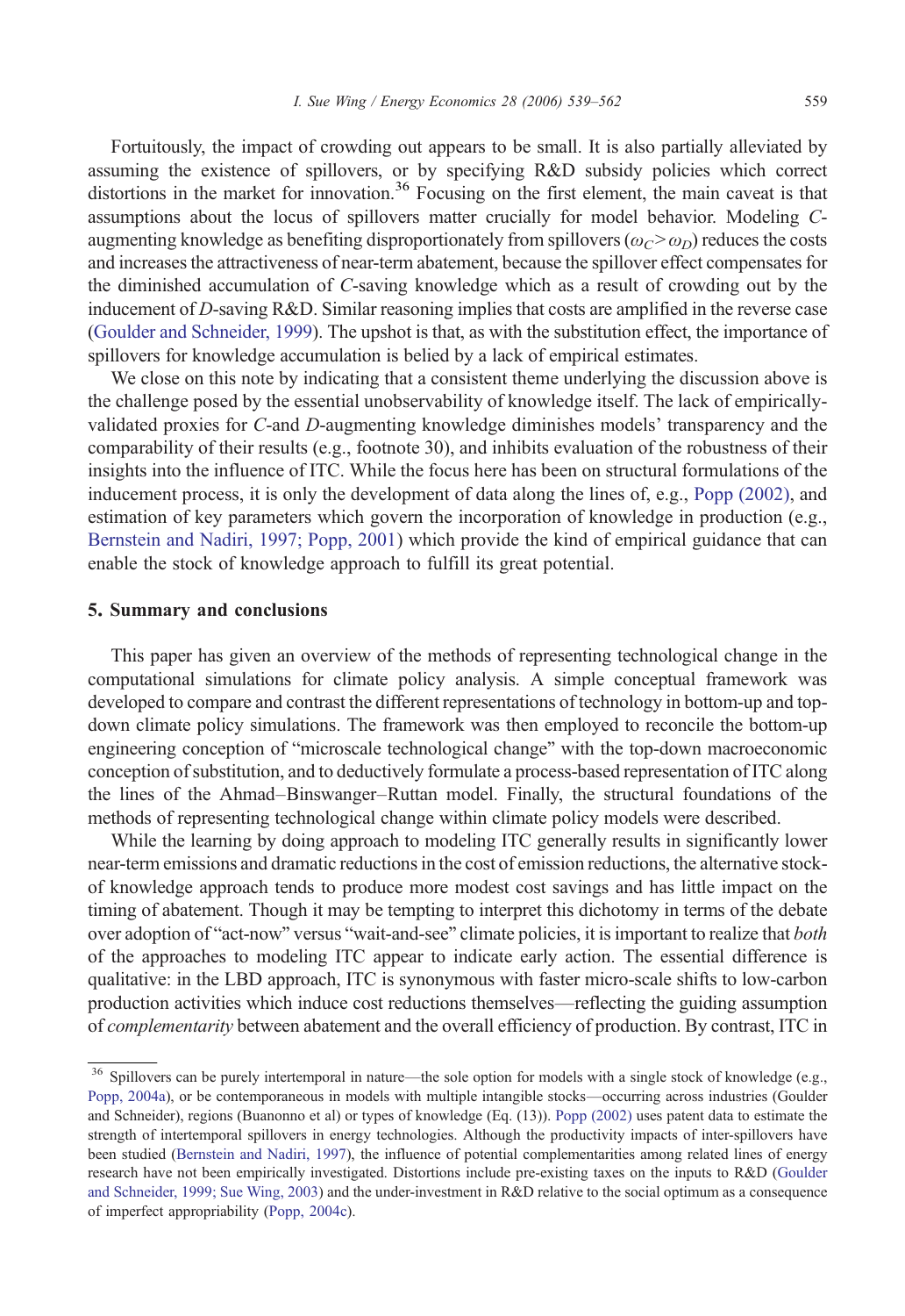Fortuitously, the impact of crowding out appears to be small. It is also partially alleviated by assuming the existence of spillovers, or by specifying R&D subsidy policies which correct distortions in the market for innovation.[36] Focusing on the first element, the main caveat is that assumptions about the locus of spillovers matter crucially for model behavior. Modeling *C*-augmenting knowledge as benefiting disproportionately from spillovers ($\omega_C > \omega_D$) reduces the costs and increases the attractiveness of near-term abatement, because the spillover effect compensates for the diminished accumulation of *C*-saving knowledge which as a result of crowding out by the inducement of *D*-saving R&D. Similar reasoning implies that costs are amplified in the reverse case (Goulder and Schneider, 1999). The upshot is that, as with the substitution effect, the importance of spillovers for knowledge accumulation is belied by a lack of empirical estimates.

We close on this note by indicating that a consistent theme underlying the discussion above is the challenge posed by the essential unobservability of knowledge itself. The lack of empirically-validated proxies for *C*-and *D*-augmenting knowledge diminishes models' transparency and the comparability of their results (e.g., footnote 30), and inhibits evaluation of the robustness of their insights into the influence of ITC. While the focus here has been on structural formulations of the inducement process, it is only the development of data along the lines of, e.g., Popp (2002), and estimation of key parameters which govern the incorporation of knowledge in production (e.g., Bernstein and Nadiri, 1997; Popp, 2001) which provide the kind of empirical guidance that can enable the stock of knowledge approach to fulfill its great potential.

## 5. Summary and conclusions

This paper has given an overview of the methods of representing technological change in the computational simulations for climate policy analysis. A simple conceptual framework was developed to compare and contrast the different representations of technology in bottom-up and top-down climate policy simulations. The framework was then employed to reconcile the bottom-up engineering conception of "microscale technological change" with the top-down macroeconomic conception of substitution, and to deductively formulate a process-based representation of ITC along the lines of the Ahmad–Binswanger–Ruttan model. Finally, the structural foundations of the methods of representing technological change within climate policy models were described.

While the learning by doing approach to modeling ITC generally results in significantly lower near-term emissions and dramatic reductions in the cost of emission reductions, the alternative stock-of knowledge approach tends to produce more modest cost savings and has little impact on the timing of abatement. Though it may be tempting to interpret this dichotomy in terms of the debate over adoption of "act-now" versus "wait-and-see" climate policies, it is important to realize that *both* of the approaches to modeling ITC appear to indicate early action. The essential difference is qualitative: in the LBD approach, ITC is synonymous with faster micro-scale shifts to low-carbon production activities which induce cost reductions themselves—reflecting the guiding assumption of *complementarity* between abatement and the overall efficiency of production. By contrast, ITC in

---

[36] Spillovers can be purely intertemporal in nature—the sole option for models with a single stock of knowledge (e.g., Popp, 2004a), or be contemporaneous in models with multiple intangible stocks—occurring across industries (Goulder and Schneider), regions (Buanonno et al) or types of knowledge (Eq. (13)). Popp (2002) uses patent data to estimate the strength of intertemporal spillovers in energy technologies. Although the productivity impacts of inter-spillovers have been studied (Bernstein and Nadiri, 1997), the influence of potential complementarities among related lines of energy research have not been empirically investigated. Distortions include pre-existing taxes on the inputs to R&D (Goulder and Schneider, 1999; Sue Wing, 2003) and the under-investment in R&D relative to the social optimum as a consequence of imperfect appropriability (Popp, 2004c).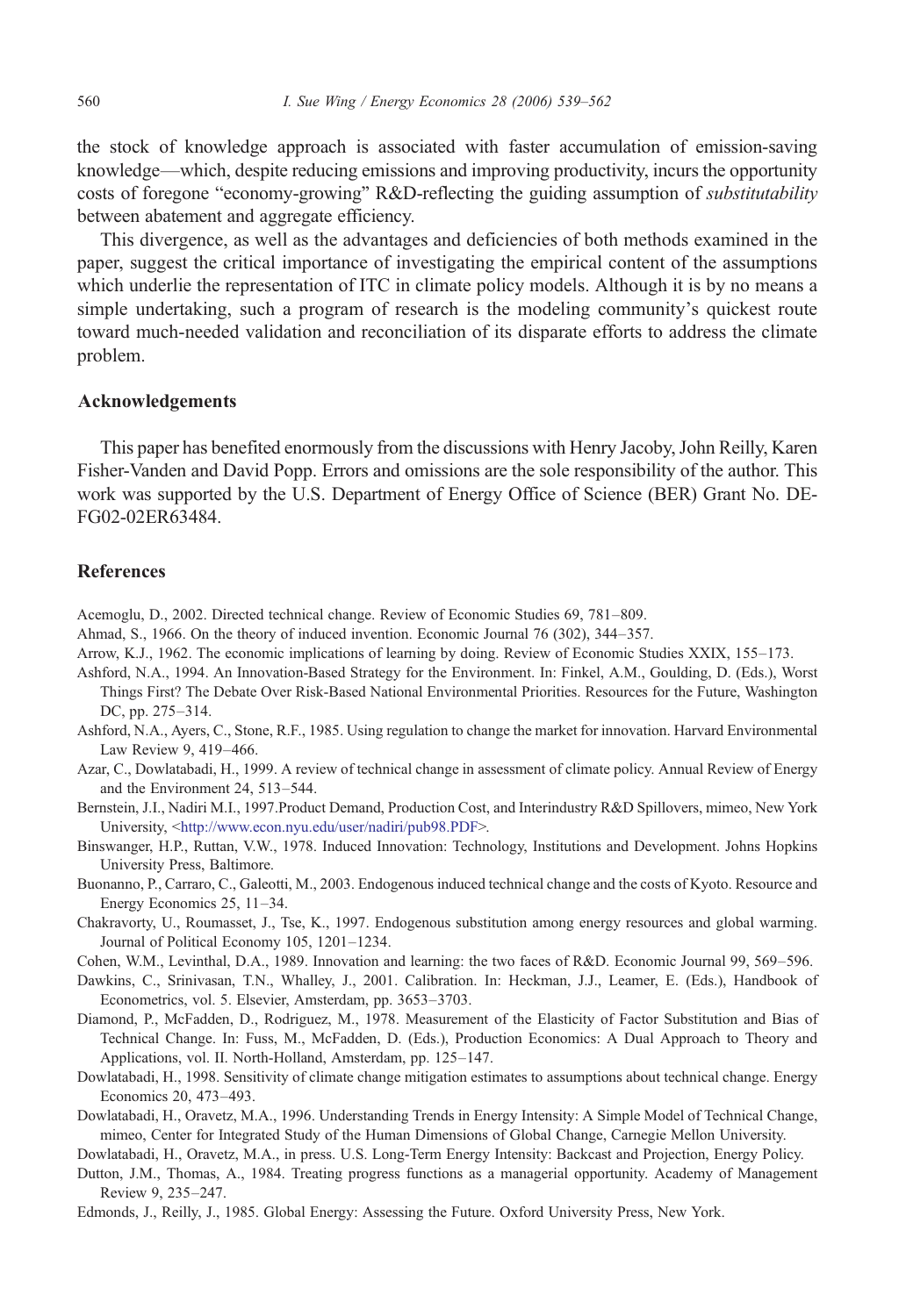the stock of knowledge approach is associated with faster accumulation of emission-saving knowledge—which, despite reducing emissions and improving productivity, incurs the opportunity costs of foregone "economy-growing" R&D-reflecting the guiding assumption of *substitutability* between abatement and aggregate efficiency.

This divergence, as well as the advantages and deficiencies of both methods examined in the paper, suggest the critical importance of investigating the empirical content of the assumptions which underlie the representation of ITC in climate policy models. Although it is by no means a simple undertaking, such a program of research is the modeling community's quickest route toward much-needed validation and reconciliation of its disparate efforts to address the climate problem.

## Acknowledgements

This paper has benefited enormously from the discussions with Henry Jacoby, John Reilly, Karen Fisher-Vanden and David Popp. Errors and omissions are the sole responsibility of the author. This work was supported by the U.S. Department of Energy Office of Science (BER) Grant No. DE-FG02-02ER63484.

## References

Acemoglu, D., 2002. Directed technical change. Review of Economic Studies 69, 781–809.

Ahmad, S., 1966. On the theory of induced invention. Economic Journal 76 (302), 344–357.

Arrow, K.J., 1962. The economic implications of learning by doing. Review of Economic Studies XXIX, 155–173.

Ashford, N.A., 1994. An Innovation-Based Strategy for the Environment. In: Finkel, A.M., Goulding, D. (Eds.), Worst Things First? The Debate Over Risk-Based National Environmental Priorities. Resources for the Future, Washington DC, pp. 275–314.

Ashford, N.A., Ayers, C., Stone, R.F., 1985. Using regulation to change the market for innovation. Harvard Environmental Law Review 9, 419–466.

Azar, C., Dowlatabadi, H., 1999. A review of technical change in assessment of climate policy. Annual Review of Energy and the Environment 24, 513–544.

Bernstein, J.I., Nadiri M.I., 1997.Product Demand, Production Cost, and Interindustry R&D Spillovers, mimeo, New York University, <http://www.econ.nyu.edu/user/nadiri/pub98.PDF>.

Binswanger, H.P., Ruttan, V.W., 1978. Induced Innovation: Technology, Institutions and Development. Johns Hopkins University Press, Baltimore.

Buonanno, P., Carraro, C., Galeotti, M., 2003. Endogenous induced technical change and the costs of Kyoto. Resource and Energy Economics 25, 11–34.

Chakravorty, U., Roumasset, J., Tse, K., 1997. Endogenous substitution among energy resources and global warming. Journal of Political Economy 105, 1201–1234.

Cohen, W.M., Levinthal, D.A., 1989. Innovation and learning: the two faces of R&D. Economic Journal 99, 569–596.

Dawkins, C., Srinivasan, T.N., Whalley, J., 2001. Calibration. In: Heckman, J.J., Leamer, E. (Eds.), Handbook of Econometrics, vol. 5. Elsevier, Amsterdam, pp. 3653–3703.

Diamond, P., McFadden, D., Rodriguez, M., 1978. Measurement of the Elasticity of Factor Substitution and Bias of Technical Change. In: Fuss, M., McFadden, D. (Eds.), Production Economics: A Dual Approach to Theory and Applications, vol. II. North-Holland, Amsterdam, pp. 125–147.

Dowlatabadi, H., 1998. Sensitivity of climate change mitigation estimates to assumptions about technical change. Energy Economics 20, 473–493.

Dowlatabadi, H., Oravetz, M.A., 1996. Understanding Trends in Energy Intensity: A Simple Model of Technical Change, mimeo, Center for Integrated Study of the Human Dimensions of Global Change, Carnegie Mellon University.

Dowlatabadi, H., Oravetz, M.A., in press. U.S. Long-Term Energy Intensity: Backcast and Projection, Energy Policy.

Dutton, J.M., Thomas, A., 1984. Treating progress functions as a managerial opportunity. Academy of Management Review 9, 235–247.

Edmonds, J., Reilly, J., 1985. Global Energy: Assessing the Future. Oxford University Press, New York.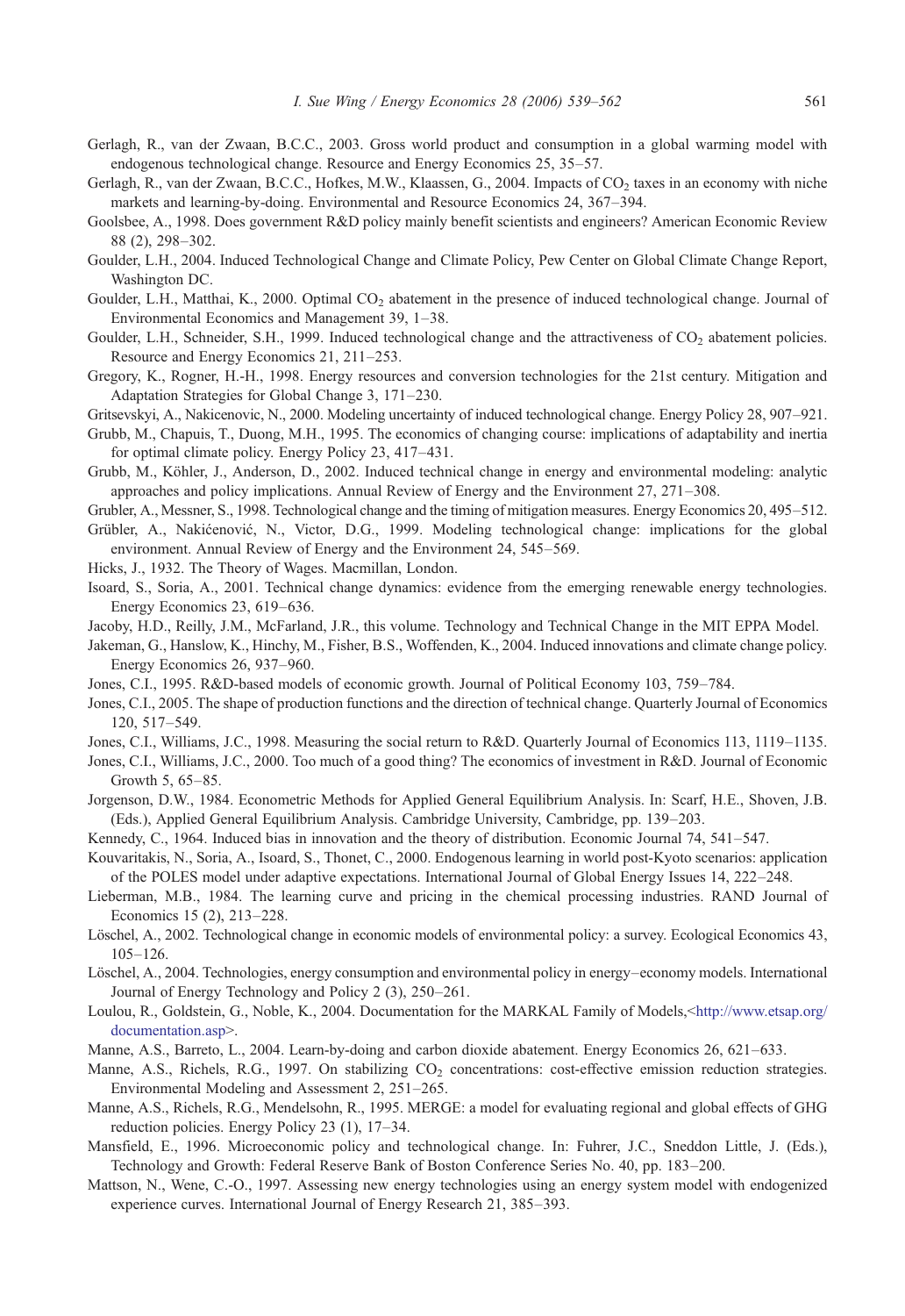Gerlagh, R., van der Zwaan, B.C.C., 2003. Gross world product and consumption in a global warming model with endogenous technological change. Resource and Energy Economics 25, 35–57.

Gerlagh, R., van der Zwaan, B.C.C., Hofkes, M.W., Klaassen, G., 2004. Impacts of $CO_2$ taxes in an economy with niche markets and learning-by-doing. Environmental and Resource Economics 24, 367–394.

Goolsbee, A., 1998. Does government R&D policy mainly benefit scientists and engineers? American Economic Review 88 (2), 298–302.

Goulder, L.H., 2004. Induced Technological Change and Climate Policy, Pew Center on Global Climate Change Report, Washington DC.

Goulder, L.H., Matthai, K., 2000. Optimal $CO_2$ abatement in the presence of induced technological change. Journal of Environmental Economics and Management 39, 1–38.

Goulder, L.H., Schneider, S.H., 1999. Induced technological change and the attractiveness of $CO_2$ abatement policies. Resource and Energy Economics 21, 211–253.

Gregory, K., Rogner, H.-H., 1998. Energy resources and conversion technologies for the 21st century. Mitigation and Adaptation Strategies for Global Change 3, 171–230.

Gritsevskyi, A., Nakicenovic, N., 2000. Modeling uncertainty of induced technological change. Energy Policy 28, 907–921.

Grubb, M., Chapuis, T., Duong, M.H., 1995. The economics of changing course: implications of adaptability and inertia for optimal climate policy. Energy Policy 23, 417–431.

Grubb, M., Köhler, J., Anderson, D., 2002. Induced technical change in energy and environmental modeling: analytic approaches and policy implications. Annual Review of Energy and the Environment 27, 271–308.

Grubler, A., Messner, S., 1998. Technological change and the timing of mitigation measures. Energy Economics 20, 495–512.

Grübler, A., Nakićenović, N., Victor, D.G., 1999. Modeling technological change: implications for the global environment. Annual Review of Energy and the Environment 24, 545–569.

Hicks, J., 1932. The Theory of Wages. Macmillan, London.

Isoard, S., Soria, A., 2001. Technical change dynamics: evidence from the emerging renewable energy technologies. Energy Economics 23, 619–636.

Jacoby, H.D., Reilly, J.M., McFarland, J.R., this volume. Technology and Technical Change in the MIT EPPA Model.

Jakeman, G., Hanslow, K., Hinchy, M., Fisher, B.S., Woffenden, K., 2004. Induced innovations and climate change policy. Energy Economics 26, 937–960.

Jones, C.I., 1995. R&D-based models of economic growth. Journal of Political Economy 103, 759–784.

Jones, C.I., 2005. The shape of production functions and the direction of technical change. Quarterly Journal of Economics 120, 517–549.

Jones, C.I., Williams, J.C., 1998. Measuring the social return to R&D. Quarterly Journal of Economics 113, 1119–1135.

Jones, C.I., Williams, J.C., 2000. Too much of a good thing? The economics of investment in R&D. Journal of Economic Growth 5, 65–85.

Jorgenson, D.W., 1984. Econometric Methods for Applied General Equilibrium Analysis. In: Scarf, H.E., Shoven, J.B. (Eds.), Applied General Equilibrium Analysis. Cambridge University, Cambridge, pp. 139–203.

Kennedy, C., 1964. Induced bias in innovation and the theory of distribution. Economic Journal 74, 541–547.

Kouvaritakis, N., Soria, A., Isoard, S., Thonet, C., 2000. Endogenous learning in world post-Kyoto scenarios: application of the POLES model under adaptive expectations. International Journal of Global Energy Issues 14, 222–248.

Lieberman, M.B., 1984. The learning curve and pricing in the chemical processing industries. RAND Journal of Economics 15 (2), 213–228.

Löschel, A., 2002. Technological change in economic models of environmental policy: a survey. Ecological Economics 43, 105–126.

Löschel, A., 2004. Technologies, energy consumption and environmental policy in energy–economy models. International Journal of Energy Technology and Policy 2 (3), 250–261.

Loulou, R., Goldstein, G., Noble, K., 2004. Documentation for the MARKAL Family of Models,<http://www.etsap.org/documentation.asp>.

Manne, A.S., Barreto, L., 2004. Learn-by-doing and carbon dioxide abatement. Energy Economics 26, 621–633.

Manne, A.S., Richels, R.G., 1997. On stabilizing $CO_2$ concentrations: cost-effective emission reduction strategies. Environmental Modeling and Assessment 2, 251–265.

Manne, A.S., Richels, R.G., Mendelsohn, R., 1995. MERGE: a model for evaluating regional and global effects of GHG reduction policies. Energy Policy 23 (1), 17–34.

Mansfield, E., 1996. Microeconomic policy and technological change. In: Fuhrer, J.C., Sneddon Little, J. (Eds.), Technology and Growth: Federal Reserve Bank of Boston Conference Series No. 40, pp. 183–200.

Mattson, N., Wene, C.-O., 1997. Assessing new energy technologies using an energy system model with endogenized experience curves. International Journal of Energy Research 21, 385–393.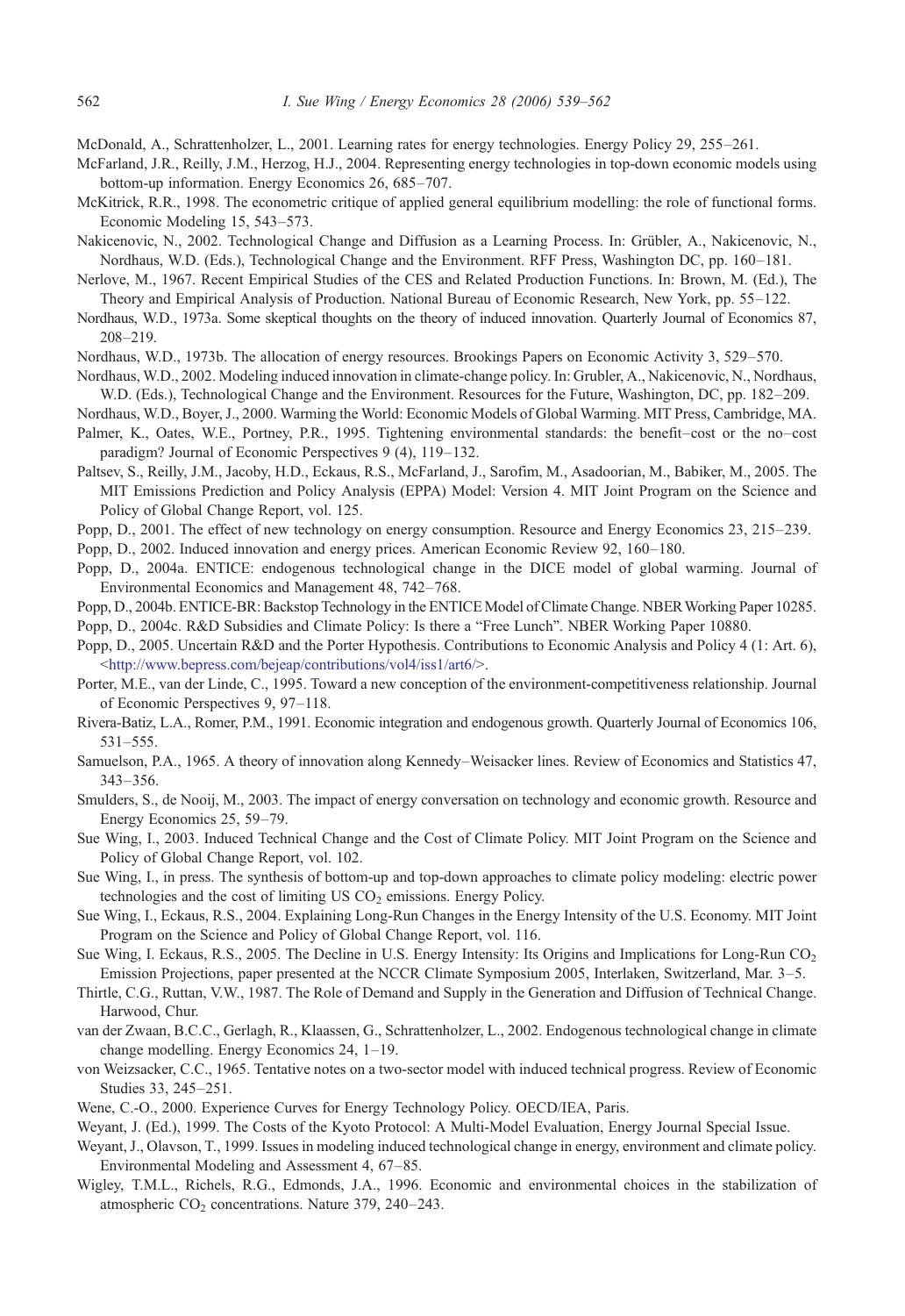McDonald, A., Schrattenholzer, L., 2001. Learning rates for energy technologies. Energy Policy 29, 255–261.

McFarland, J.R., Reilly, J.M., Herzog, H.J., 2004. Representing energy technologies in top-down economic models using bottom-up information. Energy Economics 26, 685–707.

McKitrick, R.R., 1998. The econometric critique of applied general equilibrium modelling: the role of functional forms. Economic Modeling 15, 543–573.

Nakicenovic, N., 2002. Technological Change and Diffusion as a Learning Process. In: Grübler, A., Nakicenovic, N., Nordhaus, W.D. (Eds.), Technological Change and the Environment. RFF Press, Washington DC, pp. 160–181.

Nerlove, M., 1967. Recent Empirical Studies of the CES and Related Production Functions. In: Brown, M. (Ed.), The Theory and Empirical Analysis of Production. National Bureau of Economic Research, New York, pp. 55–122.

Nordhaus, W.D., 1973a. Some skeptical thoughts on the theory of induced innovation. Quarterly Journal of Economics 87, 208–219.

Nordhaus, W.D., 1973b. The allocation of energy resources. Brookings Papers on Economic Activity 3, 529–570.

Nordhaus, W.D., 2002. Modeling induced innovation in climate-change policy. In: Grubler, A., Nakicenovic, N., Nordhaus, W.D. (Eds.), Technological Change and the Environment. Resources for the Future, Washington, DC, pp. 182–209.

Nordhaus, W.D., Boyer, J., 2000. Warming the World: Economic Models of Global Warming. MIT Press, Cambridge, MA.

Palmer, K., Oates, W.E., Portney, P.R., 1995. Tightening environmental standards: the benefit–cost or the no–cost paradigm? Journal of Economic Perspectives 9 (4), 119–132.

Paltsev, S., Reilly, J.M., Jacoby, H.D., Eckaus, R.S., McFarland, J., Sarofim, M., Asadoorian, M., Babiker, M., 2005. The MIT Emissions Prediction and Policy Analysis (EPPA) Model: Version 4. MIT Joint Program on the Science and Policy of Global Change Report, vol. 125.

Popp, D., 2001. The effect of new technology on energy consumption. Resource and Energy Economics 23, 215–239.

Popp, D., 2002. Induced innovation and energy prices. American Economic Review 92, 160–180.

Popp, D., 2004a. ENTICE: endogenous technological change in the DICE model of global warming. Journal of Environmental Economics and Management 48, 742–768.

Popp, D., 2004b. ENTICE-BR: Backstop Technology in the ENTICE Model of Climate Change. NBER Working Paper 10285.

Popp, D., 2004c. R&D Subsidies and Climate Policy: Is there a "Free Lunch". NBER Working Paper 10880.

Popp, D., 2005. Uncertain R&D and the Porter Hypothesis. Contributions to Economic Analysis and Policy 4 (1: Art. 6), <http://www.bepress.com/bejeap/contributions/vol4/iss1/art6/>.

Porter, M.E., van der Linde, C., 1995. Toward a new conception of the environment-competitiveness relationship. Journal of Economic Perspectives 9, 97–118.

Rivera-Batiz, L.A., Romer, P.M., 1991. Economic integration and endogenous growth. Quarterly Journal of Economics 106, 531–555.

Samuelson, P.A., 1965. A theory of innovation along Kennedy–Weisacker lines. Review of Economics and Statistics 47, 343–356.

Smulders, S., de Nooij, M., 2003. The impact of energy conversation on technology and economic growth. Resource and Energy Economics 25, 59–79.

Sue Wing, I., 2003. Induced Technical Change and the Cost of Climate Policy. MIT Joint Program on the Science and Policy of Global Change Report, vol. 102.

Sue Wing, I., in press. The synthesis of bottom-up and top-down approaches to climate policy modeling: electric power technologies and the cost of limiting US $CO_2$ emissions. Energy Policy.

Sue Wing, I., Eckaus, R.S., 2004. Explaining Long-Run Changes in the Energy Intensity of the U.S. Economy. MIT Joint Program on the Science and Policy of Global Change Report, vol. 116.

Sue Wing, I. Eckaus, R.S., 2005. The Decline in U.S. Energy Intensity: Its Origins and Implications for Long-Run $CO_2$ Emission Projections, paper presented at the NCCR Climate Symposium 2005, Interlaken, Switzerland, Mar. 3–5.

Thirtle, C.G., Ruttan, V.W., 1987. The Role of Demand and Supply in the Generation and Diffusion of Technical Change. Harwood, Chur.

van der Zwaan, B.C.C., Gerlagh, R., Klaassen, G., Schrattenholzer, L., 2002. Endogenous technological change in climate change modelling. Energy Economics 24, 1–19.

von Weizsacker, C.C., 1965. Tentative notes on a two-sector model with induced technical progress. Review of Economic Studies 33, 245–251.

Wene, C.-O., 2000. Experience Curves for Energy Technology Policy. OECD/IEA, Paris.

Weyant, J. (Ed.), 1999. The Costs of the Kyoto Protocol: A Multi-Model Evaluation, Energy Journal Special Issue.

Weyant, J., Olavson, T., 1999. Issues in modeling induced technological change in energy, environment and climate policy. Environmental Modeling and Assessment 4, 67–85.

Wigley, T.M.L., Richels, R.G., Edmonds, J.A., 1996. Economic and environmental choices in the stabilization of atmospheric $CO_2$ concentrations. Nature 379, 240–243.